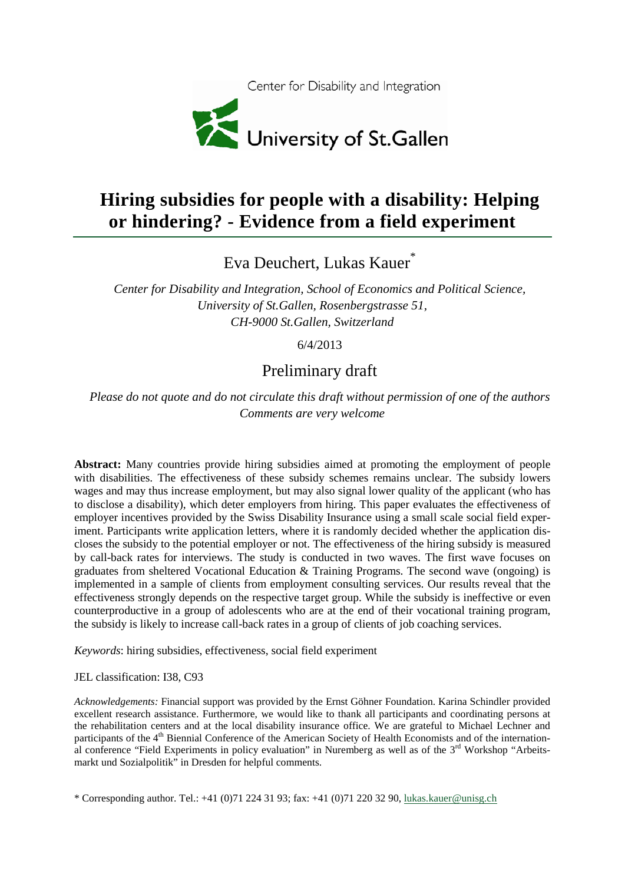Center for Disability and Integration

University of St.Gallen

# Hiring subsidies for people with a disability: Helping or hindering? - Evidence from a field experiment

Eva Deuchert, Lukas Kauer*

*Center for Disability and Integration, School of Economics and Political Science, University of St.Gallen, Rosenbergstrasse 51, CH-9000 St.Gallen, Switzerland*

6/4/2013

Preliminary draft

*Please do not quote and do not circulate this draft without permission of one of the authors*
*Comments are very welcome*

**Abstract:** Many countries provide hiring subsidies aimed at promoting the employment of people with disabilities. The effectiveness of these subsidy schemes remains unclear. The subsidy lowers wages and may thus increase employment, but may also signal lower quality of the applicant (who has to disclose a disability), which deter employers from hiring. This paper evaluates the effectiveness of employer incentives provided by the Swiss Disability Insurance using a small scale social field experiment. Participants write application letters, where it is randomly decided whether the application discloses the subsidy to the potential employer or not. The effectiveness of the hiring subsidy is measured by call-back rates for interviews. The study is conducted in two waves. The first wave focuses on graduates from sheltered Vocational Education & Training Programs. The second wave (ongoing) is implemented in a sample of clients from employment consulting services. Our results reveal that the effectiveness strongly depends on the respective target group. While the subsidy is ineffective or even counterproductive in a group of adolescents who are at the end of their vocational training program, the subsidy is likely to increase call-back rates in a group of clients of job coaching services.

*Keywords*: hiring subsidies, effectiveness, social field experiment

JEL classification: I38, C93

*Acknowledgements:* Financial support was provided by the Ernst Göhner Foundation. Karina Schindler provided excellent research assistance. Furthermore, we would like to thank all participants and coordinating persons at the rehabilitation centers and at the local disability insurance office. We are grateful to Michael Lechner and participants of the 4th Biennial Conference of the American Society of Health Economists and of the international conference "Field Experiments in policy evaluation" in Nuremberg as well as of the 3rd Workshop "Arbeitsmarkt und Sozialpolitik" in Dresden for helpful comments.

* Corresponding author. Tel.: +41 (0)71 224 31 93; fax: +41 (0)71 220 32 90, lukas.kauer@unisg.ch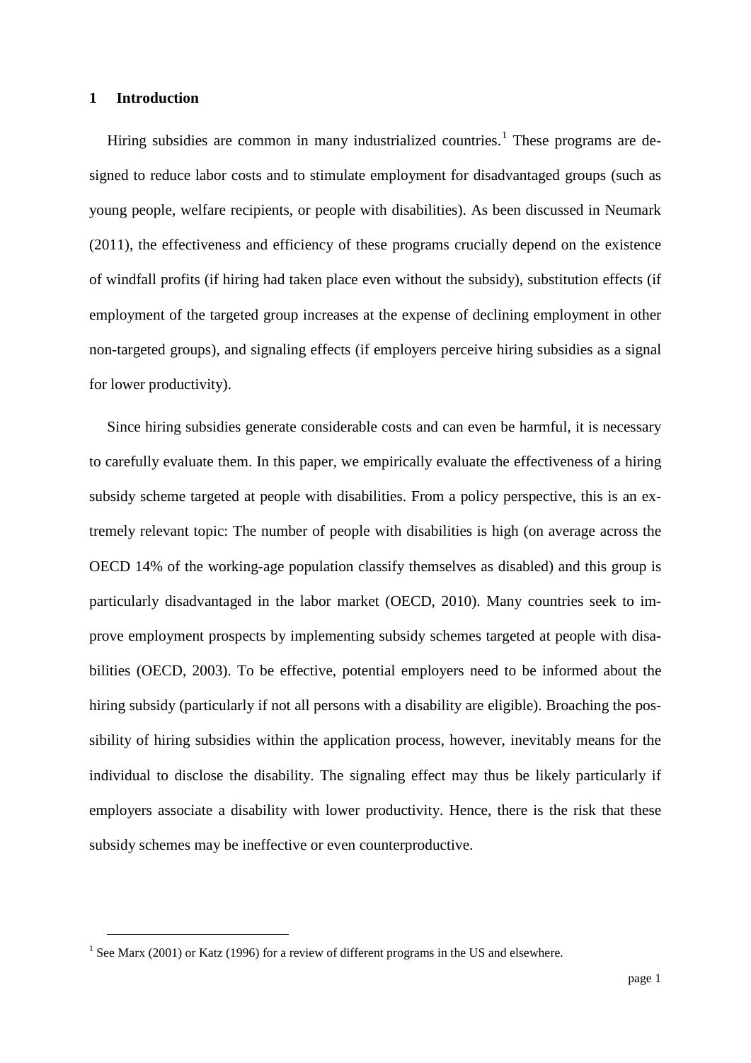# 1 Introduction

Hiring subsidies are common in many industrialized countries.[1] These programs are designed to reduce labor costs and to stimulate employment for disadvantaged groups (such as young people, welfare recipients, or people with disabilities). As been discussed in Neumark (2011), the effectiveness and efficiency of these programs crucially depend on the existence of windfall profits (if hiring had taken place even without the subsidy), substitution effects (if employment of the targeted group increases at the expense of declining employment in other non-targeted groups), and signaling effects (if employers perceive hiring subsidies as a signal for lower productivity).

Since hiring subsidies generate considerable costs and can even be harmful, it is necessary to carefully evaluate them. In this paper, we empirically evaluate the effectiveness of a hiring subsidy scheme targeted at people with disabilities. From a policy perspective, this is an extremely relevant topic: The number of people with disabilities is high (on average across the OECD 14% of the working-age population classify themselves as disabled) and this group is particularly disadvantaged in the labor market (OECD, 2010). Many countries seek to improve employment prospects by implementing subsidy schemes targeted at people with disabilities (OECD, 2003). To be effective, potential employers need to be informed about the hiring subsidy (particularly if not all persons with a disability are eligible). Broaching the possibility of hiring subsidies within the application process, however, inevitably means for the individual to disclose the disability. The signaling effect may thus be likely particularly if employers associate a disability with lower productivity. Hence, there is the risk that these subsidy schemes may be ineffective or even counterproductive.

[1] See Marx (2001) or Katz (1996) for a review of different programs in the US and elsewhere.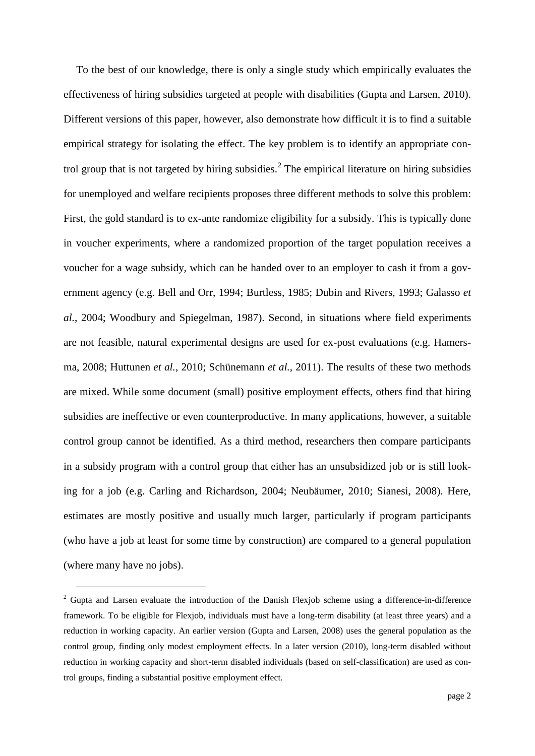To the best of our knowledge, there is only a single study which empirically evaluates the effectiveness of hiring subsidies targeted at people with disabilities (Gupta and Larsen, 2010). Different versions of this paper, however, also demonstrate how difficult it is to find a suitable empirical strategy for isolating the effect. The key problem is to identify an appropriate control group that is not targeted by hiring subsidies.[2] The empirical literature on hiring subsidies for unemployed and welfare recipients proposes three different methods to solve this problem: First, the gold standard is to ex-ante randomize eligibility for a subsidy. This is typically done in voucher experiments, where a randomized proportion of the target population receives a voucher for a wage subsidy, which can be handed over to an employer to cash it from a government agency (e.g. Bell and Orr, 1994; Burtless, 1985; Dubin and Rivers, 1993; Galasso *et al.*, 2004; Woodbury and Spiegelman, 1987). Second, in situations where field experiments are not feasible, natural experimental designs are used for ex-post evaluations (e.g. Hamersma, 2008; Huttunen *et al.*, 2010; Schünemann *et al.*, 2011). The results of these two methods are mixed. While some document (small) positive employment effects, others find that hiring subsidies are ineffective or even counterproductive. In many applications, however, a suitable control group cannot be identified. As a third method, researchers then compare participants in a subsidy program with a control group that either has an unsubsidized job or is still looking for a job (e.g. Carling and Richardson, 2004; Neubäumer, 2010; Sianesi, 2008). Here, estimates are mostly positive and usually much larger, particularly if program participants (who have a job at least for some time by construction) are compared to a general population (where many have no jobs).

[2] Gupta and Larsen evaluate the introduction of the Danish Flexjob scheme using a difference-in-difference framework. To be eligible for Flexjob, individuals must have a long-term disability (at least three years) and a reduction in working capacity. An earlier version (Gupta and Larsen, 2008) uses the general population as the control group, finding only modest employment effects. In a later version (2010), long-term disabled without reduction in working capacity and short-term disabled individuals (based on self-classification) are used as control groups, finding a substantial positive employment effect.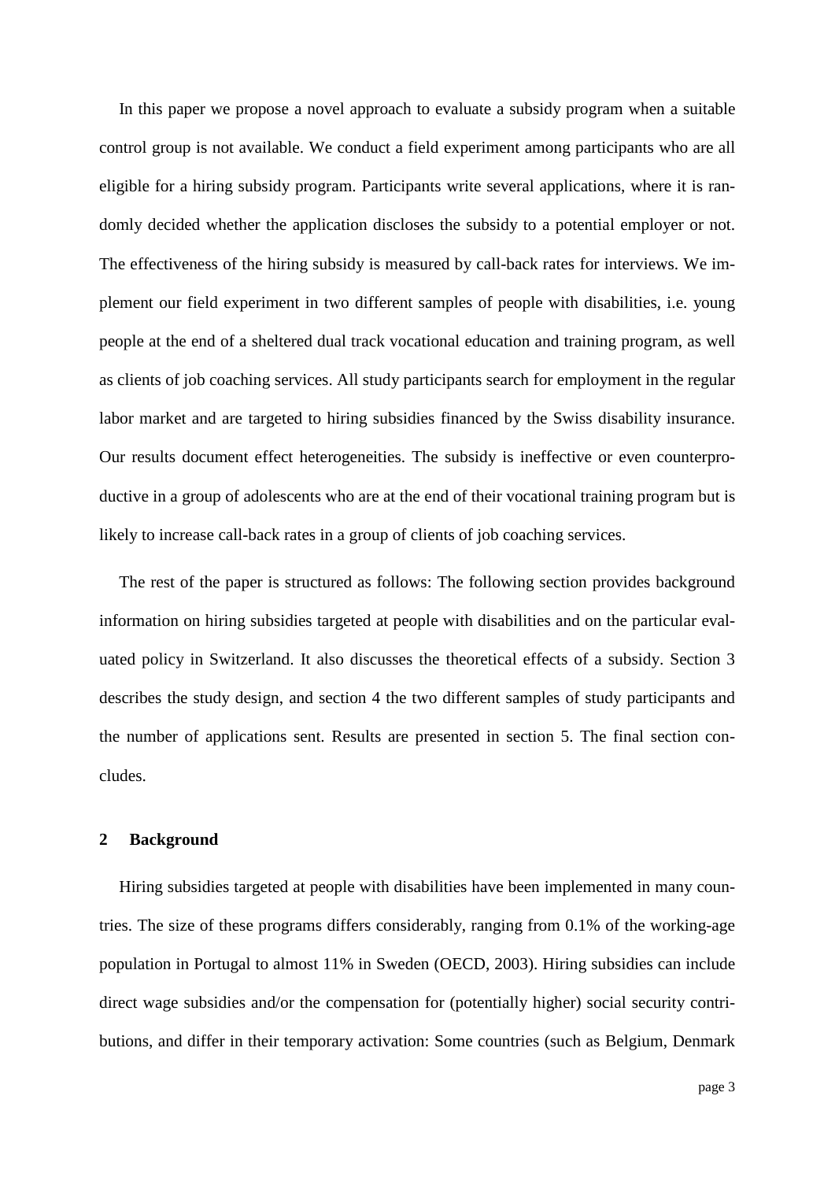In this paper we propose a novel approach to evaluate a subsidy program when a suitable control group is not available. We conduct a field experiment among participants who are all eligible for a hiring subsidy program. Participants write several applications, where it is randomly decided whether the application discloses the subsidy to a potential employer or not. The effectiveness of the hiring subsidy is measured by call-back rates for interviews. We implement our field experiment in two different samples of people with disabilities, i.e. young people at the end of a sheltered dual track vocational education and training program, as well as clients of job coaching services. All study participants search for employment in the regular labor market and are targeted to hiring subsidies financed by the Swiss disability insurance. Our results document effect heterogeneities. The subsidy is ineffective or even counterproductive in a group of adolescents who are at the end of their vocational training program but is likely to increase call-back rates in a group of clients of job coaching services.

The rest of the paper is structured as follows: The following section provides background information on hiring subsidies targeted at people with disabilities and on the particular evaluated policy in Switzerland. It also discusses the theoretical effects of a subsidy. Section 3 describes the study design, and section 4 the two different samples of study participants and the number of applications sent. Results are presented in section 5. The final section concludes.

## 2 Background

Hiring subsidies targeted at people with disabilities have been implemented in many countries. The size of these programs differs considerably, ranging from 0.1% of the working-age population in Portugal to almost 11% in Sweden (OECD, 2003). Hiring subsidies can include direct wage subsidies and/or the compensation for (potentially higher) social security contributions, and differ in their temporary activation: Some countries (such as Belgium, Denmark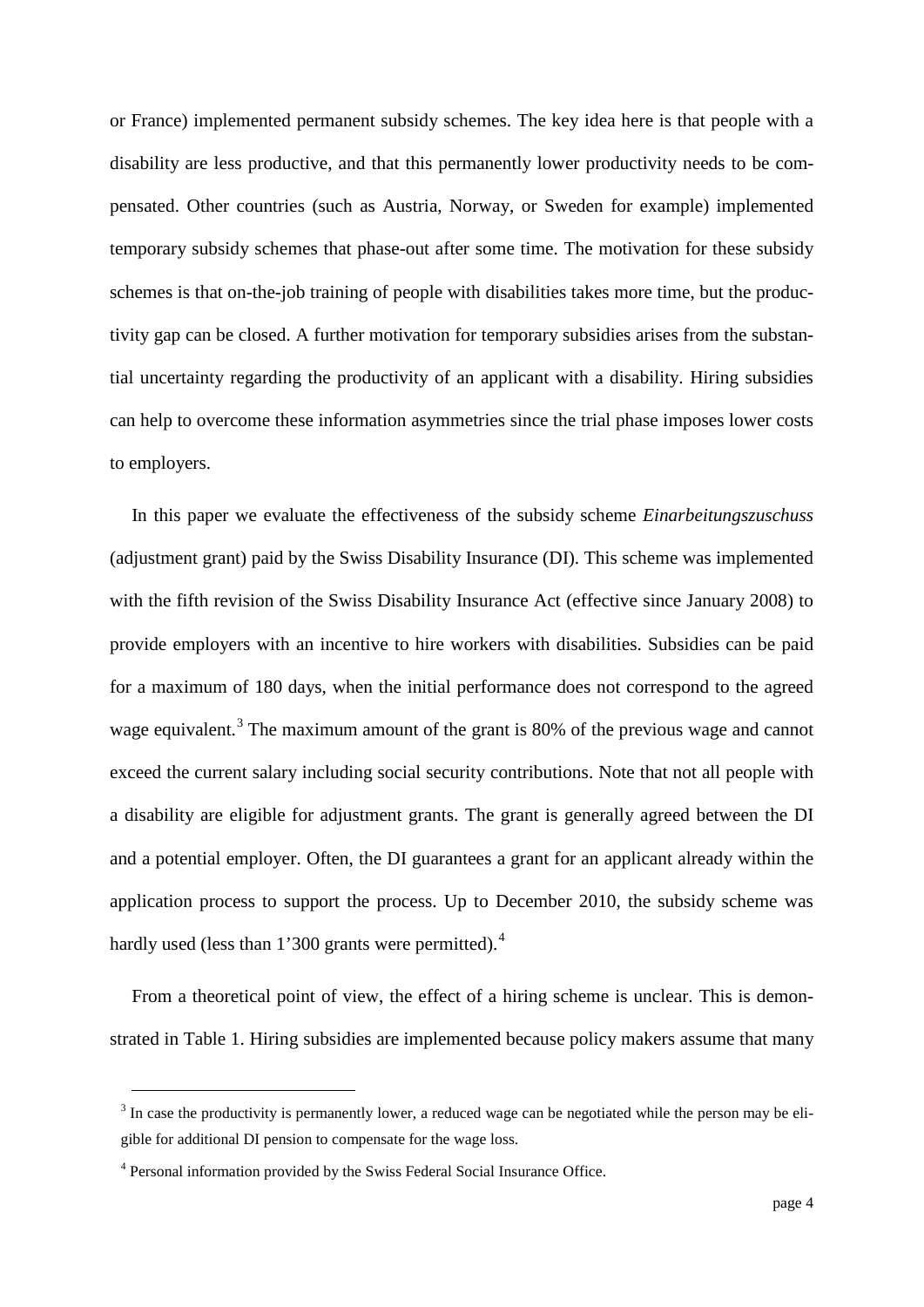or France) implemented permanent subsidy schemes. The key idea here is that people with a disability are less productive, and that this permanently lower productivity needs to be compensated. Other countries (such as Austria, Norway, or Sweden for example) implemented temporary subsidy schemes that phase-out after some time. The motivation for these subsidy schemes is that on-the-job training of people with disabilities takes more time, but the productivity gap can be closed. A further motivation for temporary subsidies arises from the substantial uncertainty regarding the productivity of an applicant with a disability. Hiring subsidies can help to overcome these information asymmetries since the trial phase imposes lower costs to employers.

In this paper we evaluate the effectiveness of the subsidy scheme *Einarbeitungszuschuss* (adjustment grant) paid by the Swiss Disability Insurance (DI). This scheme was implemented with the fifth revision of the Swiss Disability Insurance Act (effective since January 2008) to provide employers with an incentive to hire workers with disabilities. Subsidies can be paid for a maximum of 180 days, when the initial performance does not correspond to the agreed wage equivalent.[3] The maximum amount of the grant is 80% of the previous wage and cannot exceed the current salary including social security contributions. Note that not all people with a disability are eligible for adjustment grants. The grant is generally agreed between the DI and a potential employer. Often, the DI guarantees a grant for an applicant already within the application process to support the process. Up to December 2010, the subsidy scheme was hardly used (less than 1'300 grants were permitted).[4]

From a theoretical point of view, the effect of a hiring scheme is unclear. This is demonstrated in Table 1. Hiring subsidies are implemented because policy makers assume that many

[3] In case the productivity is permanently lower, a reduced wage can be negotiated while the person may be eligible for additional DI pension to compensate for the wage loss.

[4] Personal information provided by the Swiss Federal Social Insurance Office.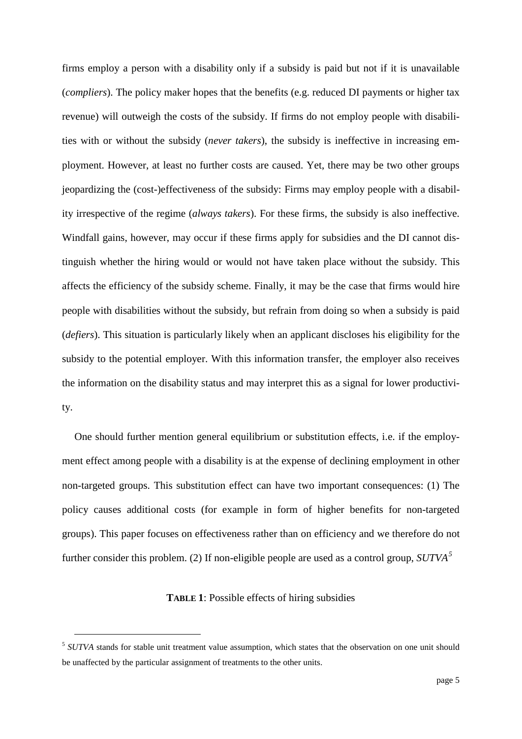firms employ a person with a disability only if a subsidy is paid but not if it is unavailable (*compliers*). The policy maker hopes that the benefits (e.g. reduced DI payments or higher tax revenue) will outweigh the costs of the subsidy. If firms do not employ people with disabilities with or without the subsidy (*never takers*), the subsidy is ineffective in increasing employment. However, at least no further costs are caused. Yet, there may be two other groups jeopardizing the (cost-)effectiveness of the subsidy: Firms may employ people with a disability irrespective of the regime (*always takers*). For these firms, the subsidy is also ineffective. Windfall gains, however, may occur if these firms apply for subsidies and the DI cannot distinguish whether the hiring would or would not have taken place without the subsidy. This affects the efficiency of the subsidy scheme. Finally, it may be the case that firms would hire people with disabilities without the subsidy, but refrain from doing so when a subsidy is paid (*defiers*). This situation is particularly likely when an applicant discloses his eligibility for the subsidy to the potential employer. With this information transfer, the employer also receives the information on the disability status and may interpret this as a signal for lower productivity.

One should further mention general equilibrium or substitution effects, i.e. if the employment effect among people with a disability is at the expense of declining employment in other non-targeted groups. This substitution effect can have two important consequences: (1) The policy causes additional costs (for example in form of higher benefits for non-targeted groups). This paper focuses on effectiveness rather than on efficiency and we therefore do not further consider this problem. (2) If non-eligible people are used as a control group, *SUTVA*[5]

**TABLE 1**: Possible effects of hiring subsidies

[5] *SUTVA* stands for stable unit treatment value assumption, which states that the observation on one unit should be unaffected by the particular assignment of treatments to the other units.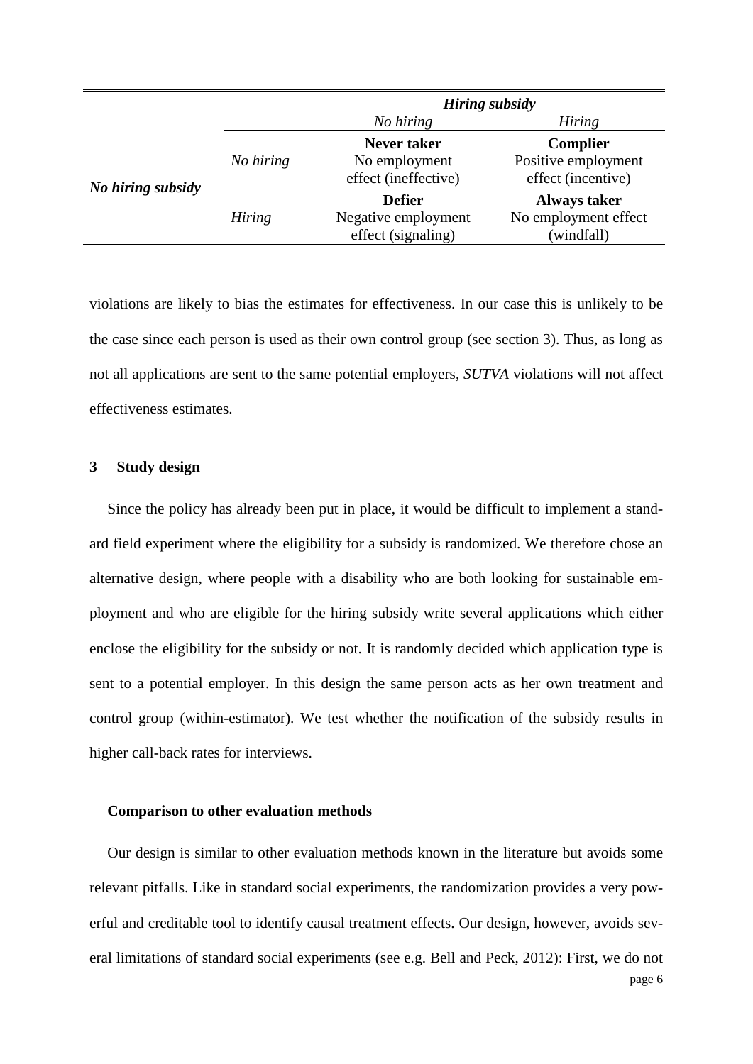| | | ***Hiring subsidy*** | |
|---|---|---|---|
| | | *No hiring* | *Hiring* |
| ***No hiring subsidy*** | *No hiring* | **Never taker** No employment effect (ineffective) | **Complier** Positive employment effect (incentive) |
| | *Hiring* | **Defier** Negative employment effect (signaling) | **Always taker** No employment effect (windfall) |

violations are likely to bias the estimates for effectiveness. In our case this is unlikely to be the case since each person is used as their own control group (see section 3). Thus, as long as not all applications are sent to the same potential employers, *SUTVA* violations will not affect effectiveness estimates.

## 3 Study design

Since the policy has already been put in place, it would be difficult to implement a standard field experiment where the eligibility for a subsidy is randomized. We therefore chose an alternative design, where people with a disability who are both looking for sustainable employment and who are eligible for the hiring subsidy write several applications which either enclose the eligibility for the subsidy or not. It is randomly decided which application type is sent to a potential employer. In this design the same person acts as her own treatment and control group (within-estimator). We test whether the notification of the subsidy results in higher call-back rates for interviews.

### Comparison to other evaluation methods

Our design is similar to other evaluation methods known in the literature but avoids some relevant pitfalls. Like in standard social experiments, the randomization provides a very powerful and creditable tool to identify causal treatment effects. Our design, however, avoids several limitations of standard social experiments (see e.g. Bell and Peck, 2012): First, we do not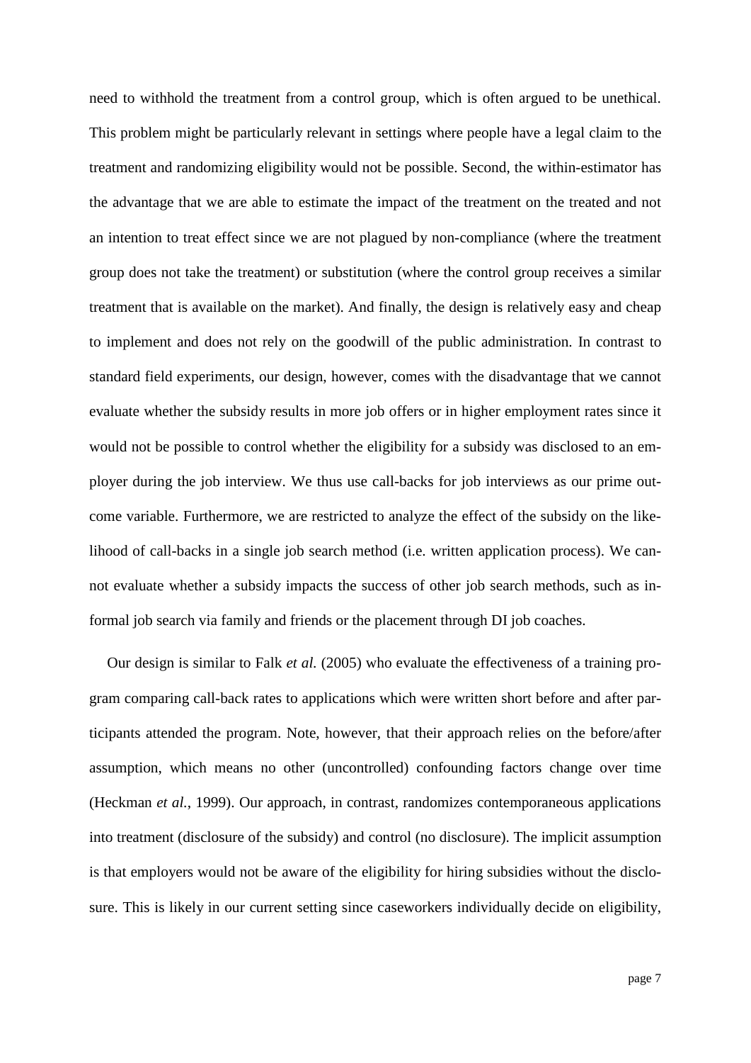need to withhold the treatment from a control group, which is often argued to be unethical. This problem might be particularly relevant in settings where people have a legal claim to the treatment and randomizing eligibility would not be possible. Second, the within-estimator has the advantage that we are able to estimate the impact of the treatment on the treated and not an intention to treat effect since we are not plagued by non-compliance (where the treatment group does not take the treatment) or substitution (where the control group receives a similar treatment that is available on the market). And finally, the design is relatively easy and cheap to implement and does not rely on the goodwill of the public administration. In contrast to standard field experiments, our design, however, comes with the disadvantage that we cannot evaluate whether the subsidy results in more job offers or in higher employment rates since it would not be possible to control whether the eligibility for a subsidy was disclosed to an employer during the job interview. We thus use call-backs for job interviews as our prime outcome variable. Furthermore, we are restricted to analyze the effect of the subsidy on the likelihood of call-backs in a single job search method (i.e. written application process). We cannot evaluate whether a subsidy impacts the success of other job search methods, such as informal job search via family and friends or the placement through DI job coaches.

Our design is similar to Falk *et al.* (2005) who evaluate the effectiveness of a training program comparing call-back rates to applications which were written short before and after participants attended the program. Note, however, that their approach relies on the before/after assumption, which means no other (uncontrolled) confounding factors change over time (Heckman *et al.*, 1999). Our approach, in contrast, randomizes contemporaneous applications into treatment (disclosure of the subsidy) and control (no disclosure). The implicit assumption is that employers would not be aware of the eligibility for hiring subsidies without the disclosure. This is likely in our current setting since caseworkers individually decide on eligibility,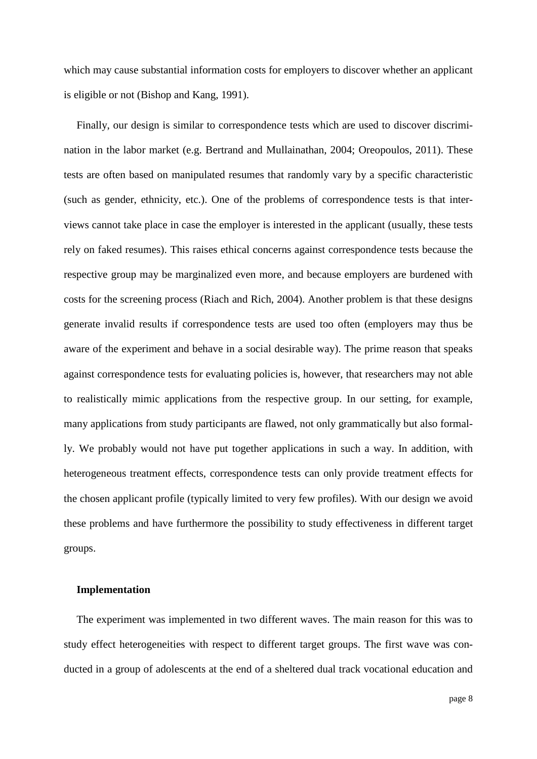which may cause substantial information costs for employers to discover whether an applicant is eligible or not (Bishop and Kang, 1991).

Finally, our design is similar to correspondence tests which are used to discover discrimination in the labor market (e.g. Bertrand and Mullainathan, 2004; Oreopoulos, 2011). These tests are often based on manipulated resumes that randomly vary by a specific characteristic (such as gender, ethnicity, etc.). One of the problems of correspondence tests is that interviews cannot take place in case the employer is interested in the applicant (usually, these tests rely on faked resumes). This raises ethical concerns against correspondence tests because the respective group may be marginalized even more, and because employers are burdened with costs for the screening process (Riach and Rich, 2004). Another problem is that these designs generate invalid results if correspondence tests are used too often (employers may thus be aware of the experiment and behave in a social desirable way). The prime reason that speaks against correspondence tests for evaluating policies is, however, that researchers may not able to realistically mimic applications from the respective group. In our setting, for example, many applications from study participants are flawed, not only grammatically but also formally. We probably would not have put together applications in such a way. In addition, with heterogeneous treatment effects, correspondence tests can only provide treatment effects for the chosen applicant profile (typically limited to very few profiles). With our design we avoid these problems and have furthermore the possibility to study effectiveness in different target groups.

**Implementation**

The experiment was implemented in two different waves. The main reason for this was to study effect heterogeneities with respect to different target groups. The first wave was conducted in a group of adolescents at the end of a sheltered dual track vocational education and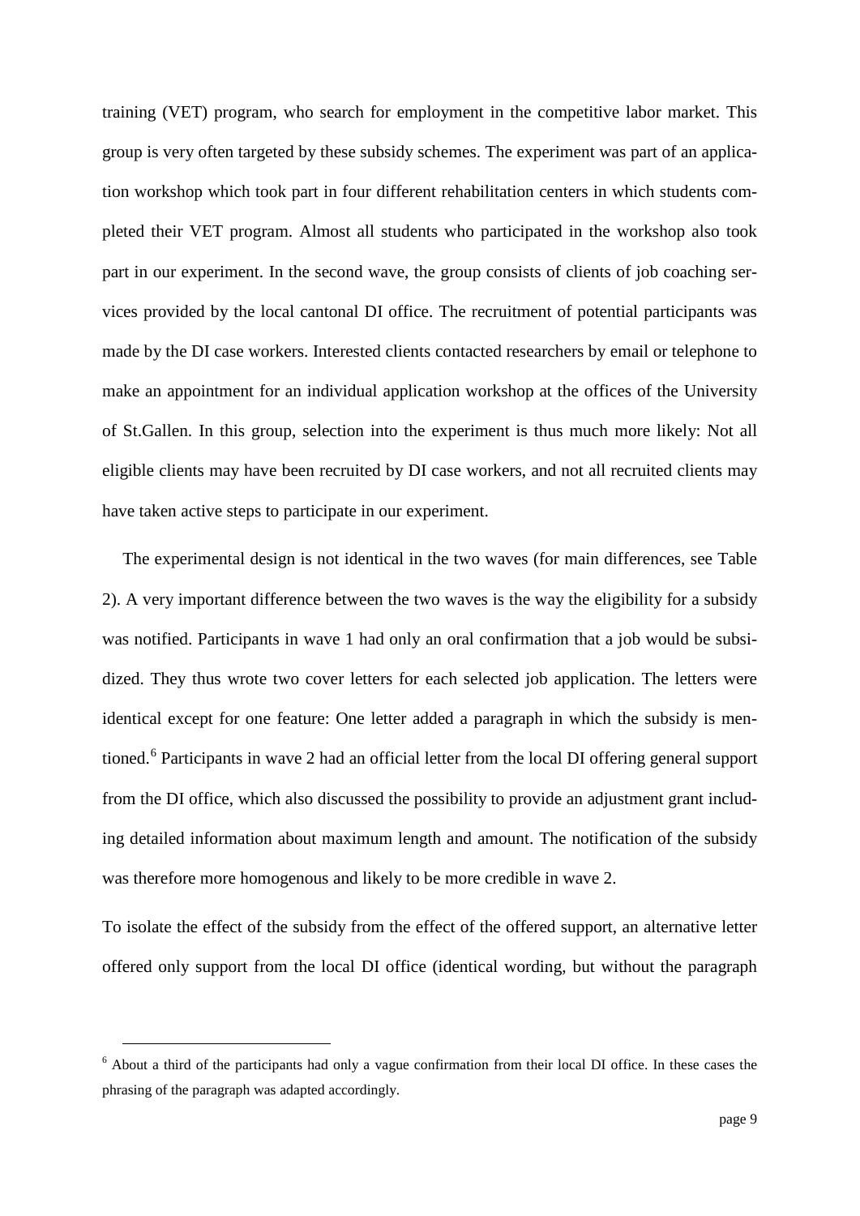training (VET) program, who search for employment in the competitive labor market. This group is very often targeted by these subsidy schemes. The experiment was part of an application workshop which took part in four different rehabilitation centers in which students completed their VET program. Almost all students who participated in the workshop also took part in our experiment. In the second wave, the group consists of clients of job coaching services provided by the local cantonal DI office. The recruitment of potential participants was made by the DI case workers. Interested clients contacted researchers by email or telephone to make an appointment for an individual application workshop at the offices of the University of St.Gallen. In this group, selection into the experiment is thus much more likely: Not all eligible clients may have been recruited by DI case workers, and not all recruited clients may have taken active steps to participate in our experiment.

The experimental design is not identical in the two waves (for main differences, see Table 2). A very important difference between the two waves is the way the eligibility for a subsidy was notified. Participants in wave 1 had only an oral confirmation that a job would be subsidized. They thus wrote two cover letters for each selected job application. The letters were identical except for one feature: One letter added a paragraph in which the subsidy is mentioned.[6] Participants in wave 2 had an official letter from the local DI offering general support from the DI office, which also discussed the possibility to provide an adjustment grant including detailed information about maximum length and amount. The notification of the subsidy was therefore more homogenous and likely to be more credible in wave 2.

To isolate the effect of the subsidy from the effect of the offered support, an alternative letter offered only support from the local DI office (identical wording, but without the paragraph

[6] About a third of the participants had only a vague confirmation from their local DI office. In these cases the phrasing of the paragraph was adapted accordingly.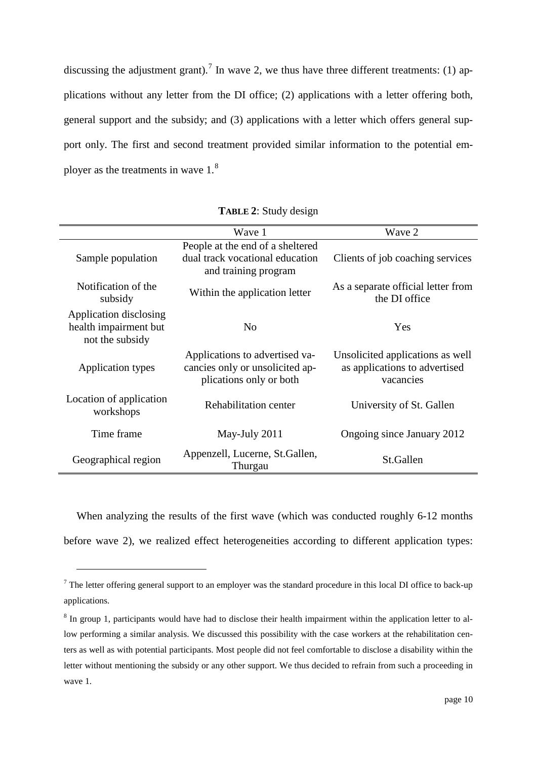discussing the adjustment grant).[7] In wave 2, we thus have three different treatments: (1) applications without any letter from the DI office; (2) applications with a letter offering both, general support and the subsidy; and (3) applications with a letter which offers general support only. The first and second treatment provided similar information to the potential employer as the treatments in wave 1.[8]

**TABLE 2**: Study design

| | Wave 1 | Wave 2 |
|---|---|---|
| Sample population | People at the end of a sheltered dual track vocational education and training program | Clients of job coaching services |
| Notification of the subsidy | Within the application letter | As a separate official letter from the DI office |
| Application disclosing health impairment but not the subsidy | No | Yes |
| Application types | Applications to advertised vacancies only or unsolicited applications only or both | Unsolicited applications as well as applications to advertised vacancies |
| Location of application workshops | Rehabilitation center | University of St. Gallen |
| Time frame | May-July 2011 | Ongoing since January 2012 |
| Geographical region | Appenzell, Lucerne, St.Gallen, Thurgau | St.Gallen |

When analyzing the results of the first wave (which was conducted roughly 6-12 months before wave 2), we realized effect heterogeneities according to different application types:

[7] The letter offering general support to an employer was the standard procedure in this local DI office to back-up applications.

[8] In group 1, participants would have had to disclose their health impairment within the application letter to allow performing a similar analysis. We discussed this possibility with the case workers at the rehabilitation centers as well as with potential participants. Most people did not feel comfortable to disclose a disability within the letter without mentioning the subsidy or any other support. We thus decided to refrain from such a proceeding in wave 1.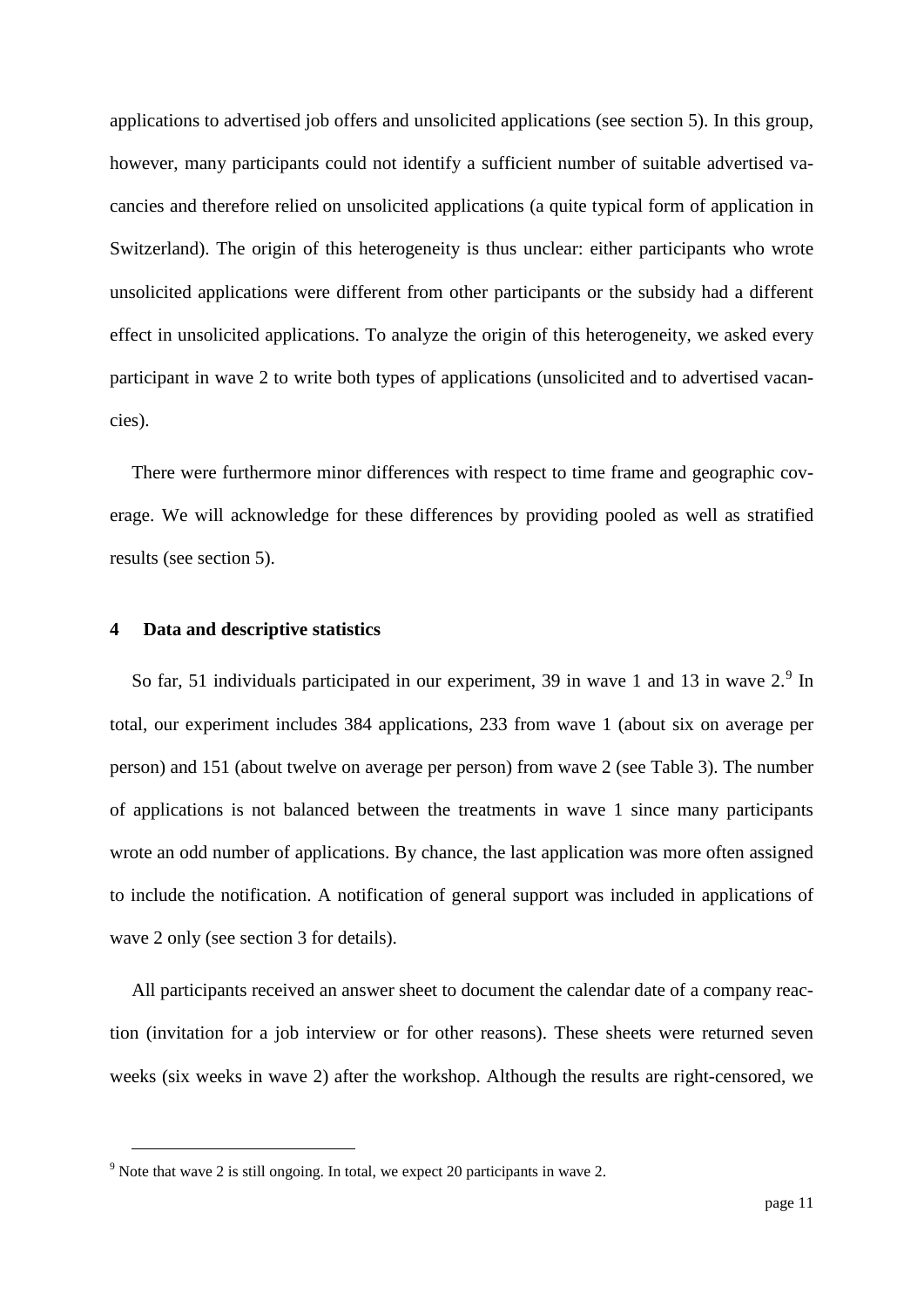applications to advertised job offers and unsolicited applications (see section 5). In this group, however, many participants could not identify a sufficient number of suitable advertised vacancies and therefore relied on unsolicited applications (a quite typical form of application in Switzerland). The origin of this heterogeneity is thus unclear: either participants who wrote unsolicited applications were different from other participants or the subsidy had a different effect in unsolicited applications. To analyze the origin of this heterogeneity, we asked every participant in wave 2 to write both types of applications (unsolicited and to advertised vacancies).

There were furthermore minor differences with respect to time frame and geographic coverage. We will acknowledge for these differences by providing pooled as well as stratified results (see section 5).

## 4 Data and descriptive statistics

So far, 51 individuals participated in our experiment, 39 in wave 1 and 13 in wave 2.[9] In total, our experiment includes 384 applications, 233 from wave 1 (about six on average per person) and 151 (about twelve on average per person) from wave 2 (see Table 3). The number of applications is not balanced between the treatments in wave 1 since many participants wrote an odd number of applications. By chance, the last application was more often assigned to include the notification. A notification of general support was included in applications of wave 2 only (see section 3 for details).

All participants received an answer sheet to document the calendar date of a company reaction (invitation for a job interview or for other reasons). These sheets were returned seven weeks (six weeks in wave 2) after the workshop. Although the results are right-censored, we

[9] Note that wave 2 is still ongoing. In total, we expect 20 participants in wave 2.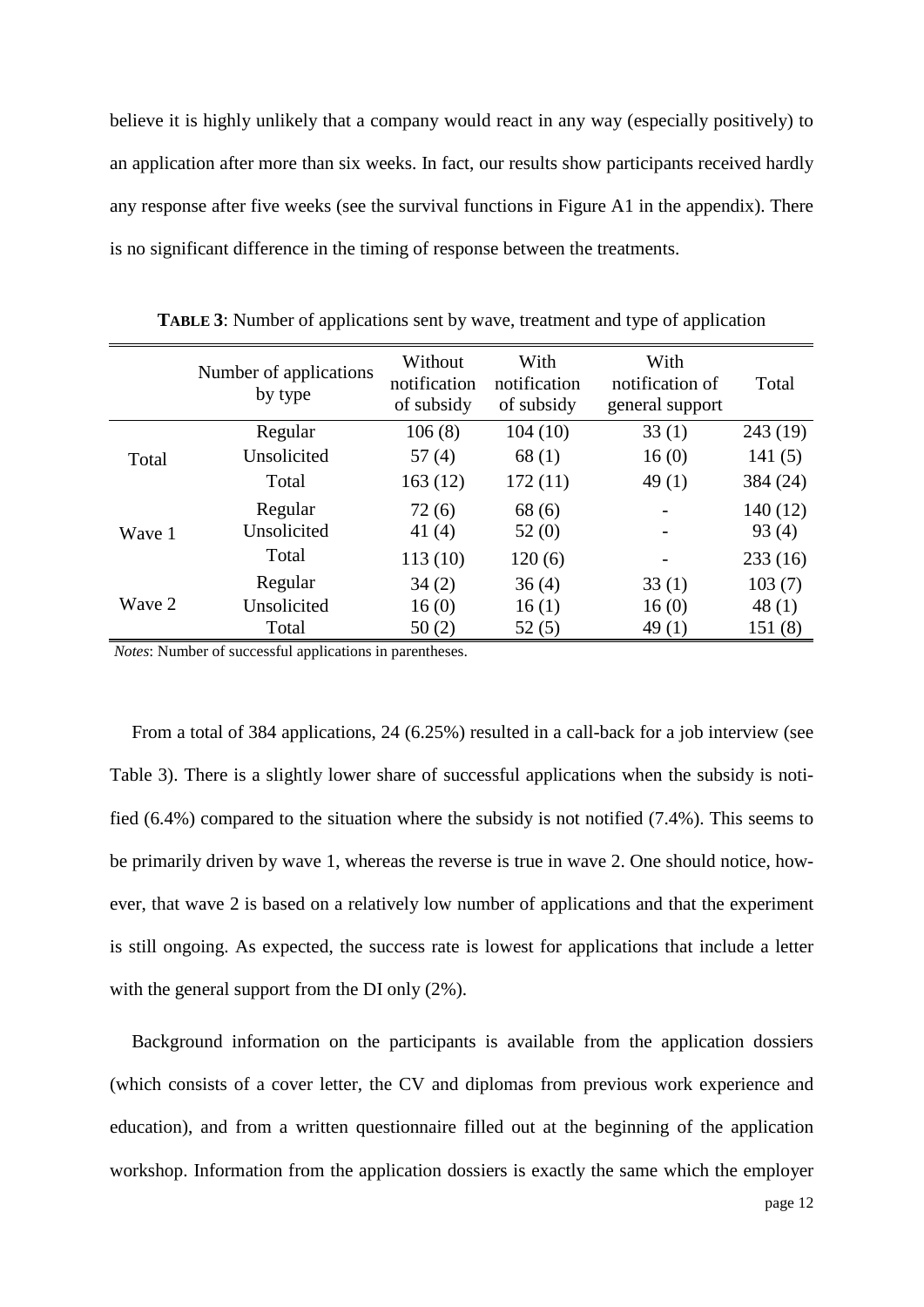believe it is highly unlikely that a company would react in any way (especially positively) to an application after more than six weeks. In fact, our results show participants received hardly any response after five weeks (see the survival functions in Figure A1 in the appendix). There is no significant difference in the timing of response between the treatments.

**TABLE 3**: Number of applications sent by wave, treatment and type of application

| | Number of applications by type | Without notification of subsidy | With notification of subsidy | With notification of general support | Total |
|---|---|---|---|---|---|
| Total | Regular | 106 (8) | 104 (10) | 33 (1) | 243 (19) |
| | Unsolicited | 57 (4) | 68 (1) | 16 (0) | 141 (5) |
| | Total | 163 (12) | 172 (11) | 49 (1) | 384 (24) |
| Wave 1 | Regular | 72 (6) | 68 (6) | - | 140 (12) |
| | Unsolicited | 41 (4) | 52 (0) | - | 93 (4) |
| | Total | 113 (10) | 120 (6) | - | 233 (16) |
| Wave 2 | Regular | 34 (2) | 36 (4) | 33 (1) | 103 (7) |
| | Unsolicited | 16 (0) | 16 (1) | 16 (0) | 48 (1) |
| | Total | 50 (2) | 52 (5) | 49 (1) | 151 (8) |

*Notes*: Number of successful applications in parentheses.

From a total of 384 applications, 24 (6.25%) resulted in a call-back for a job interview (see Table 3). There is a slightly lower share of successful applications when the subsidy is notified (6.4%) compared to the situation where the subsidy is not notified (7.4%). This seems to be primarily driven by wave 1, whereas the reverse is true in wave 2. One should notice, however, that wave 2 is based on a relatively low number of applications and that the experiment is still ongoing. As expected, the success rate is lowest for applications that include a letter with the general support from the DI only (2%).

Background information on the participants is available from the application dossiers (which consists of a cover letter, the CV and diplomas from previous work experience and education), and from a written questionnaire filled out at the beginning of the application workshop. Information from the application dossiers is exactly the same which the employer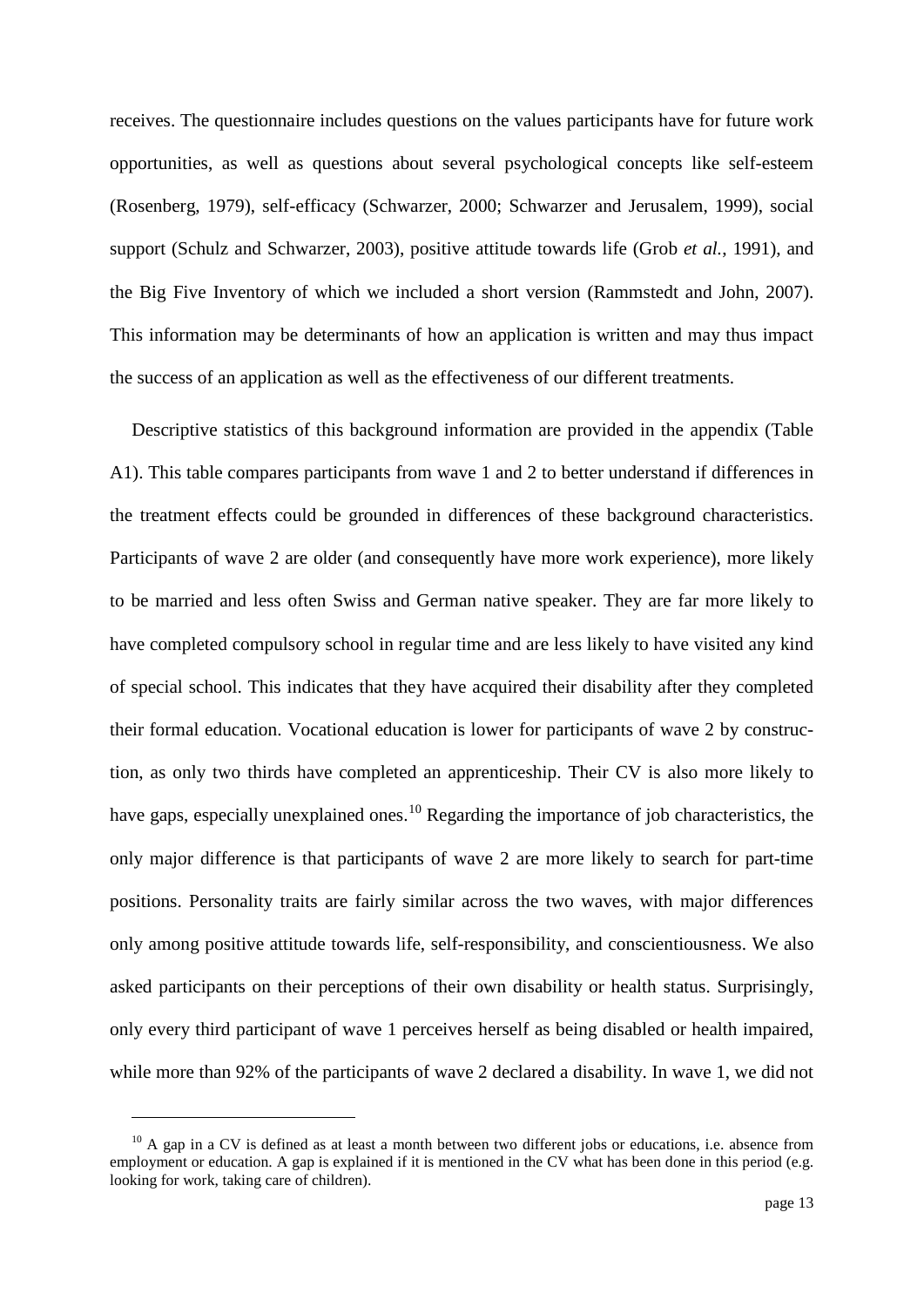receives. The questionnaire includes questions on the values participants have for future work opportunities, as well as questions about several psychological concepts like self-esteem (Rosenberg, 1979), self-efficacy (Schwarzer, 2000; Schwarzer and Jerusalem, 1999), social support (Schulz and Schwarzer, 2003), positive attitude towards life (Grob *et al.*, 1991), and the Big Five Inventory of which we included a short version (Rammstedt and John, 2007). This information may be determinants of how an application is written and may thus impact the success of an application as well as the effectiveness of our different treatments.

Descriptive statistics of this background information are provided in the appendix (Table A1). This table compares participants from wave 1 and 2 to better understand if differences in the treatment effects could be grounded in differences of these background characteristics. Participants of wave 2 are older (and consequently have more work experience), more likely to be married and less often Swiss and German native speaker. They are far more likely to have completed compulsory school in regular time and are less likely to have visited any kind of special school. This indicates that they have acquired their disability after they completed their formal education. Vocational education is lower for participants of wave 2 by construction, as only two thirds have completed an apprenticeship. Their CV is also more likely to have gaps, especially unexplained ones.[10] Regarding the importance of job characteristics, the only major difference is that participants of wave 2 are more likely to search for part-time positions. Personality traits are fairly similar across the two waves, with major differences only among positive attitude towards life, self-responsibility, and conscientiousness. We also asked participants on their perceptions of their own disability or health status. Surprisingly, only every third participant of wave 1 perceives herself as being disabled or health impaired, while more than 92% of the participants of wave 2 declared a disability. In wave 1, we did not

[10] A gap in a CV is defined as at least a month between two different jobs or educations, i.e. absence from employment or education. A gap is explained if it is mentioned in the CV what has been done in this period (e.g. looking for work, taking care of children).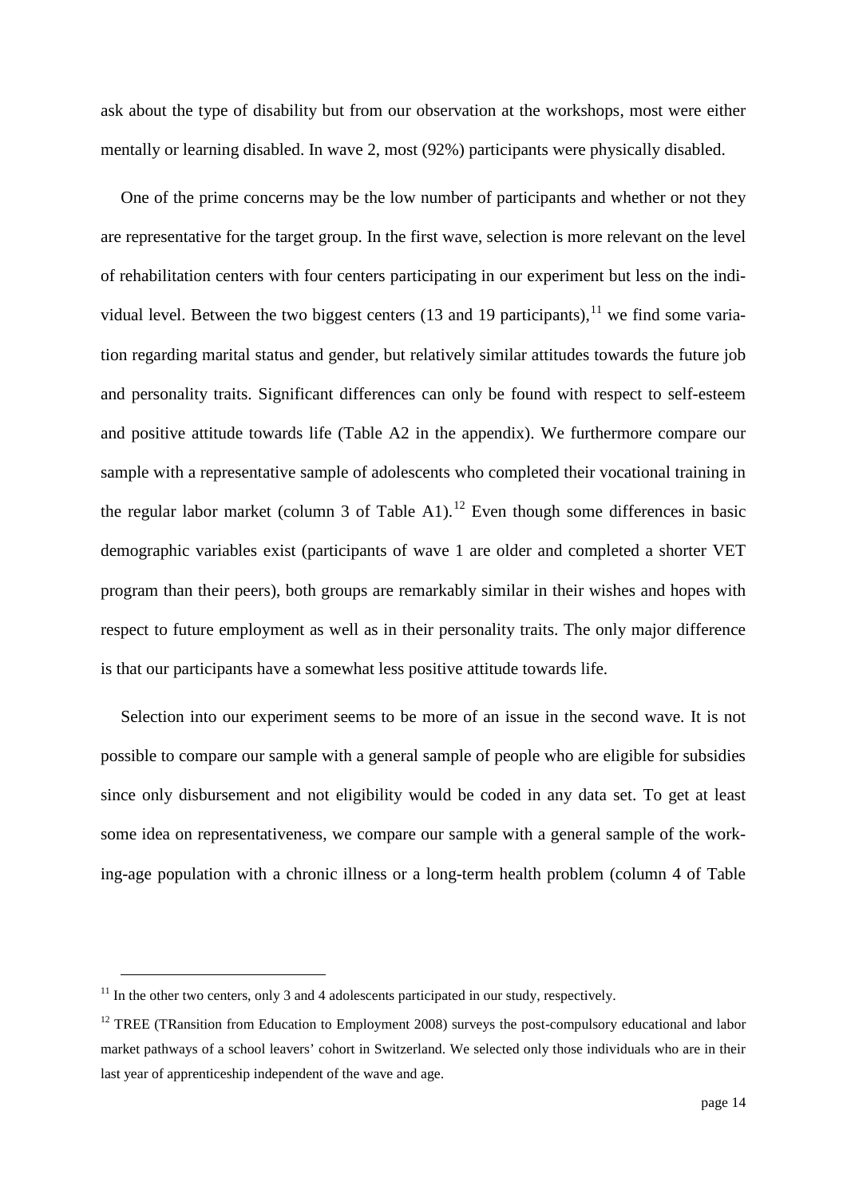ask about the type of disability but from our observation at the workshops, most were either mentally or learning disabled. In wave 2, most (92%) participants were physically disabled.

One of the prime concerns may be the low number of participants and whether or not they are representative for the target group. In the first wave, selection is more relevant on the level of rehabilitation centers with four centers participating in our experiment but less on the individual level. Between the two biggest centers (13 and 19 participants),[11] we find some variation regarding marital status and gender, but relatively similar attitudes towards the future job and personality traits. Significant differences can only be found with respect to self-esteem and positive attitude towards life (Table A2 in the appendix). We furthermore compare our sample with a representative sample of adolescents who completed their vocational training in the regular labor market (column 3 of Table A1).[12] Even though some differences in basic demographic variables exist (participants of wave 1 are older and completed a shorter VET program than their peers), both groups are remarkably similar in their wishes and hopes with respect to future employment as well as in their personality traits. The only major difference is that our participants have a somewhat less positive attitude towards life.

Selection into our experiment seems to be more of an issue in the second wave. It is not possible to compare our sample with a general sample of people who are eligible for subsidies since only disbursement and not eligibility would be coded in any data set. To get at least some idea on representativeness, we compare our sample with a general sample of the working-age population with a chronic illness or a long-term health problem (column 4 of Table

---

[11] In the other two centers, only 3 and 4 adolescents participated in our study, respectively.

[12] TREE (TRansition from Education to Employment 2008) surveys the post-compulsory educational and labor market pathways of a school leavers' cohort in Switzerland. We selected only those individuals who are in their last year of apprenticeship independent of the wave and age.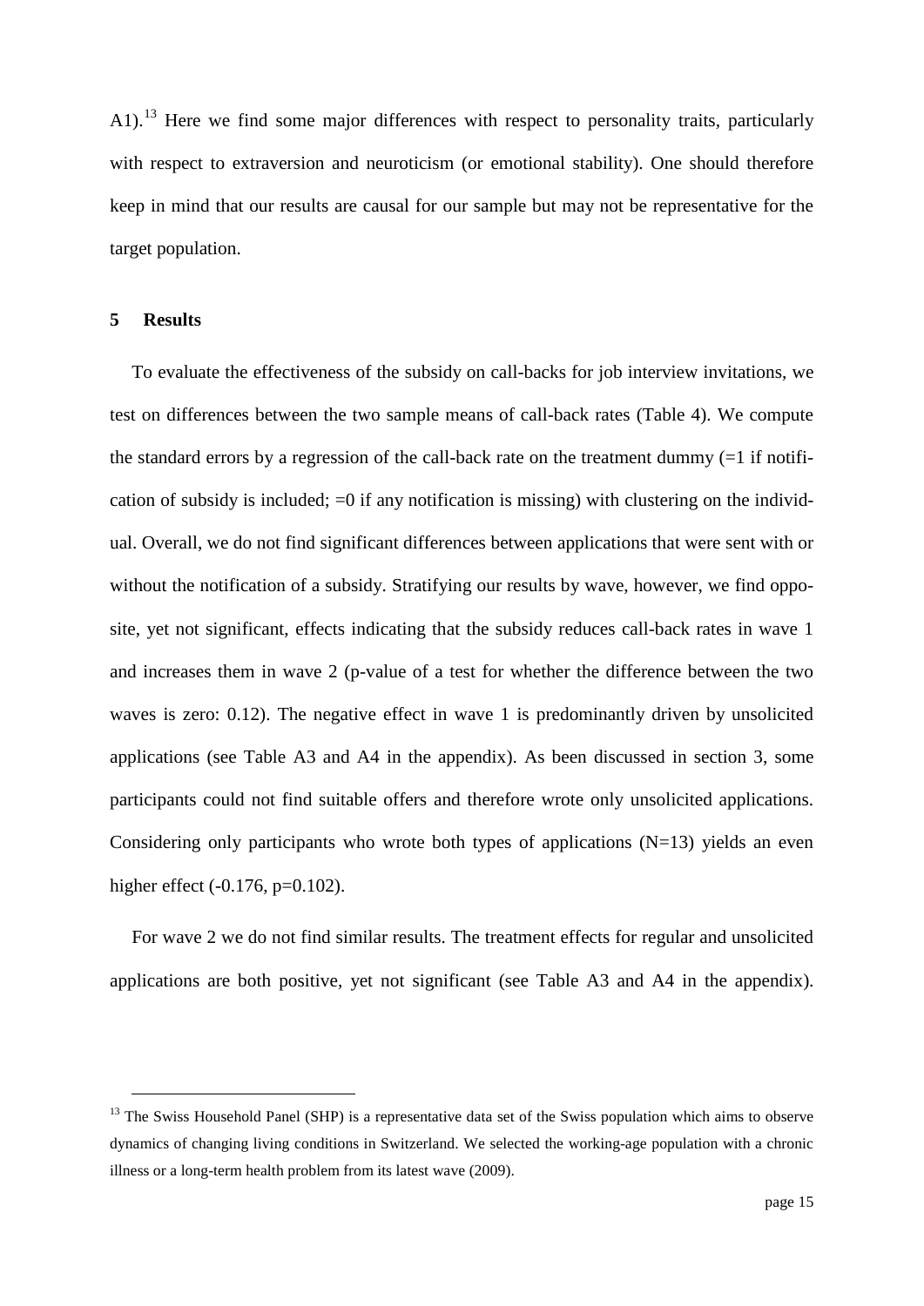A1).[13] Here we find some major differences with respect to personality traits, particularly with respect to extraversion and neuroticism (or emotional stability). One should therefore keep in mind that our results are causal for our sample but may not be representative for the target population.

## 5 Results

To evaluate the effectiveness of the subsidy on call-backs for job interview invitations, we test on differences between the two sample means of call-back rates (Table 4). We compute the standard errors by a regression of the call-back rate on the treatment dummy (=1 if notification of subsidy is included; =0 if any notification is missing) with clustering on the individual. Overall, we do not find significant differences between applications that were sent with or without the notification of a subsidy. Stratifying our results by wave, however, we find opposite, yet not significant, effects indicating that the subsidy reduces call-back rates in wave 1 and increases them in wave 2 (p-value of a test for whether the difference between the two waves is zero: 0.12). The negative effect in wave 1 is predominantly driven by unsolicited applications (see Table A3 and A4 in the appendix). As been discussed in section 3, some participants could not find suitable offers and therefore wrote only unsolicited applications. Considering only participants who wrote both types of applications (N=13) yields an even higher effect (-0.176, p=0.102).

For wave 2 we do not find similar results. The treatment effects for regular and unsolicited applications are both positive, yet not significant (see Table A3 and A4 in the appendix).

[13] The Swiss Household Panel (SHP) is a representative data set of the Swiss population which aims to observe dynamics of changing living conditions in Switzerland. We selected the working-age population with a chronic illness or a long-term health problem from its latest wave (2009).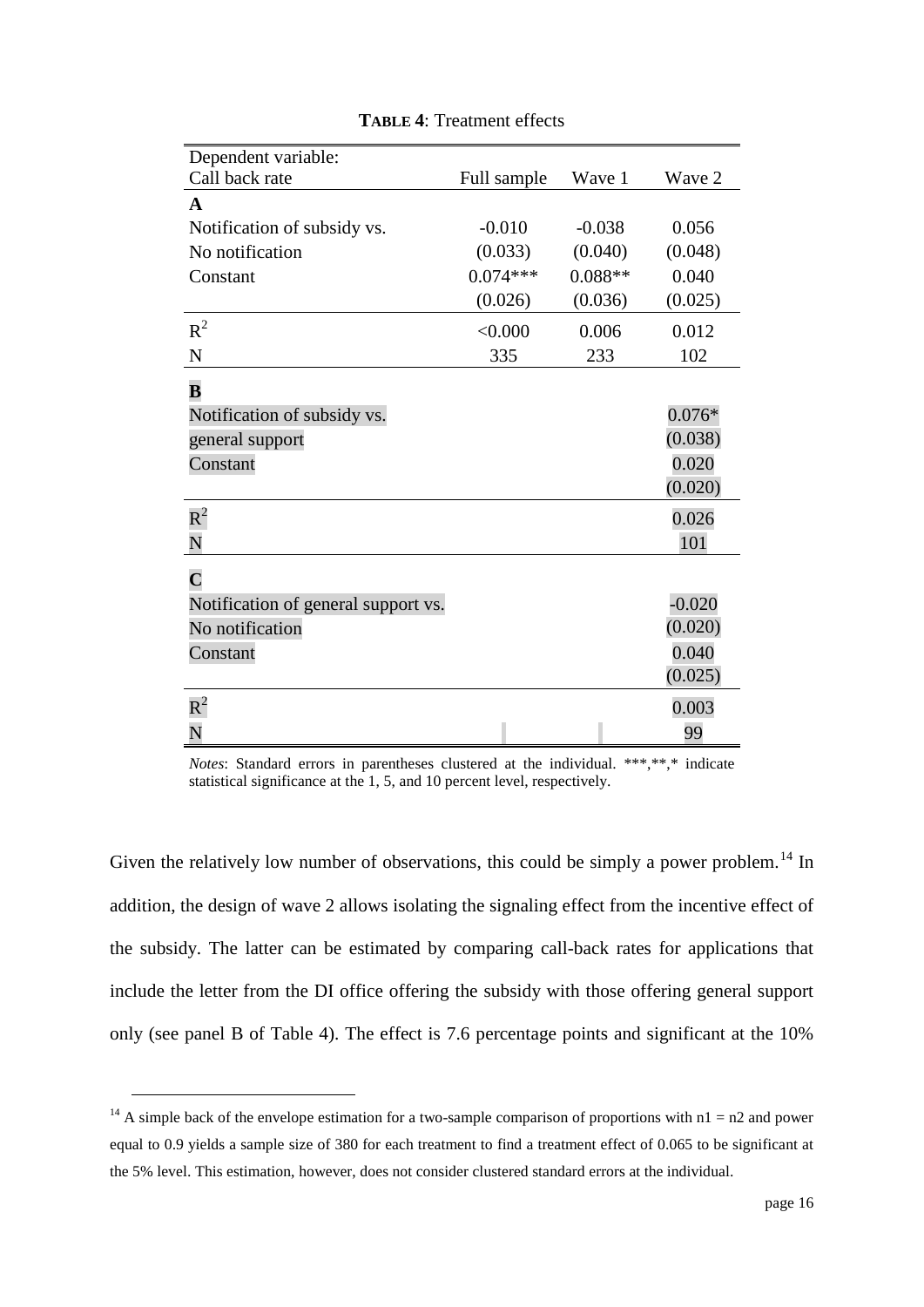**TABLE 4**: Treatment effects

| Dependent variable: Call back rate | Full sample | Wave 1 | Wave 2 |
|---|---|---|---|
| **A** | | | |
| Notification of subsidy vs. | -0.010 | -0.038 | 0.056 |
| No notification | (0.033) | (0.040) | (0.048) |
| Constant | 0.074*** | 0.088** | 0.040 |
| | (0.026) | (0.036) | (0.025) |
| $R^2$ | <0.000 | 0.006 | 0.012 |
| N | 335 | 233 | 102 |
| **B** | | | |
| Notification of subsidy vs. | | | 0.076* |
| general support | | | (0.038) |
| Constant | | | 0.020 |
| | | | (0.020) |
| $R^2$ | | | 0.026 |
| N | | | 101 |
| **C** | | | |
| Notification of general support vs. | | | -0.020 |
| No notification | | | (0.020) |
| Constant | | | 0.040 |
| | | | (0.025) |
| $R^2$ | | | 0.003 |
| N | | | 99 |

*Notes*: Standard errors in parentheses clustered at the individual. ***,**,* indicate statistical significance at the 1, 5, and 10 percent level, respectively.

Given the relatively low number of observations, this could be simply a power problem.[14] In addition, the design of wave 2 allows isolating the signaling effect from the incentive effect of the subsidy. The latter can be estimated by comparing call-back rates for applications that include the letter from the DI office offering the subsidy with those offering general support only (see panel B of Table 4). The effect is 7.6 percentage points and significant at the 10%

[14] A simple back of the envelope estimation for a two-sample comparison of proportions with n1 = n2 and power equal to 0.9 yields a sample size of 380 for each treatment to find a treatment effect of 0.065 to be significant at the 5% level. This estimation, however, does not consider clustered standard errors at the individual.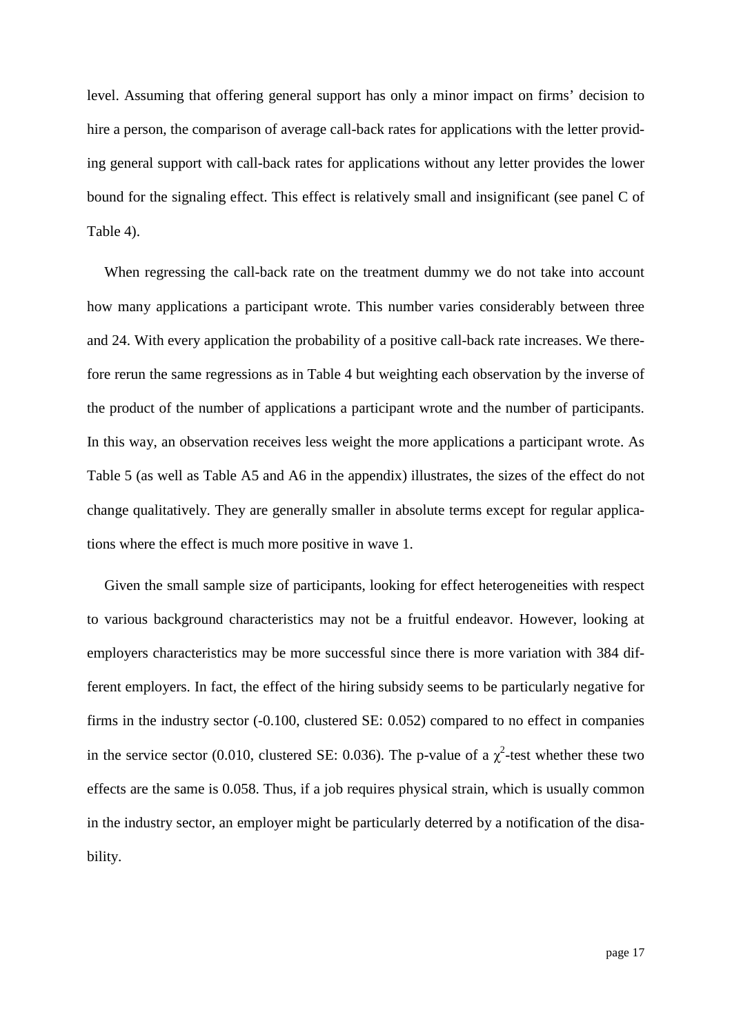level. Assuming that offering general support has only a minor impact on firms' decision to hire a person, the comparison of average call-back rates for applications with the letter providing general support with call-back rates for applications without any letter provides the lower bound for the signaling effect. This effect is relatively small and insignificant (see panel C of Table 4).

When regressing the call-back rate on the treatment dummy we do not take into account how many applications a participant wrote. This number varies considerably between three and 24. With every application the probability of a positive call-back rate increases. We therefore rerun the same regressions as in Table 4 but weighting each observation by the inverse of the product of the number of applications a participant wrote and the number of participants. In this way, an observation receives less weight the more applications a participant wrote. As Table 5 (as well as Table A5 and A6 in the appendix) illustrates, the sizes of the effect do not change qualitatively. They are generally smaller in absolute terms except for regular applications where the effect is much more positive in wave 1.

Given the small sample size of participants, looking for effect heterogeneities with respect to various background characteristics may not be a fruitful endeavor. However, looking at employers characteristics may be more successful since there is more variation with 384 different employers. In fact, the effect of the hiring subsidy seems to be particularly negative for firms in the industry sector (-0.100, clustered SE: 0.052) compared to no effect in companies in the service sector (0.010, clustered SE: 0.036). The p-value of a $\chi^2$-test whether these two effects are the same is 0.058. Thus, if a job requires physical strain, which is usually common in the industry sector, an employer might be particularly deterred by a notification of the disability.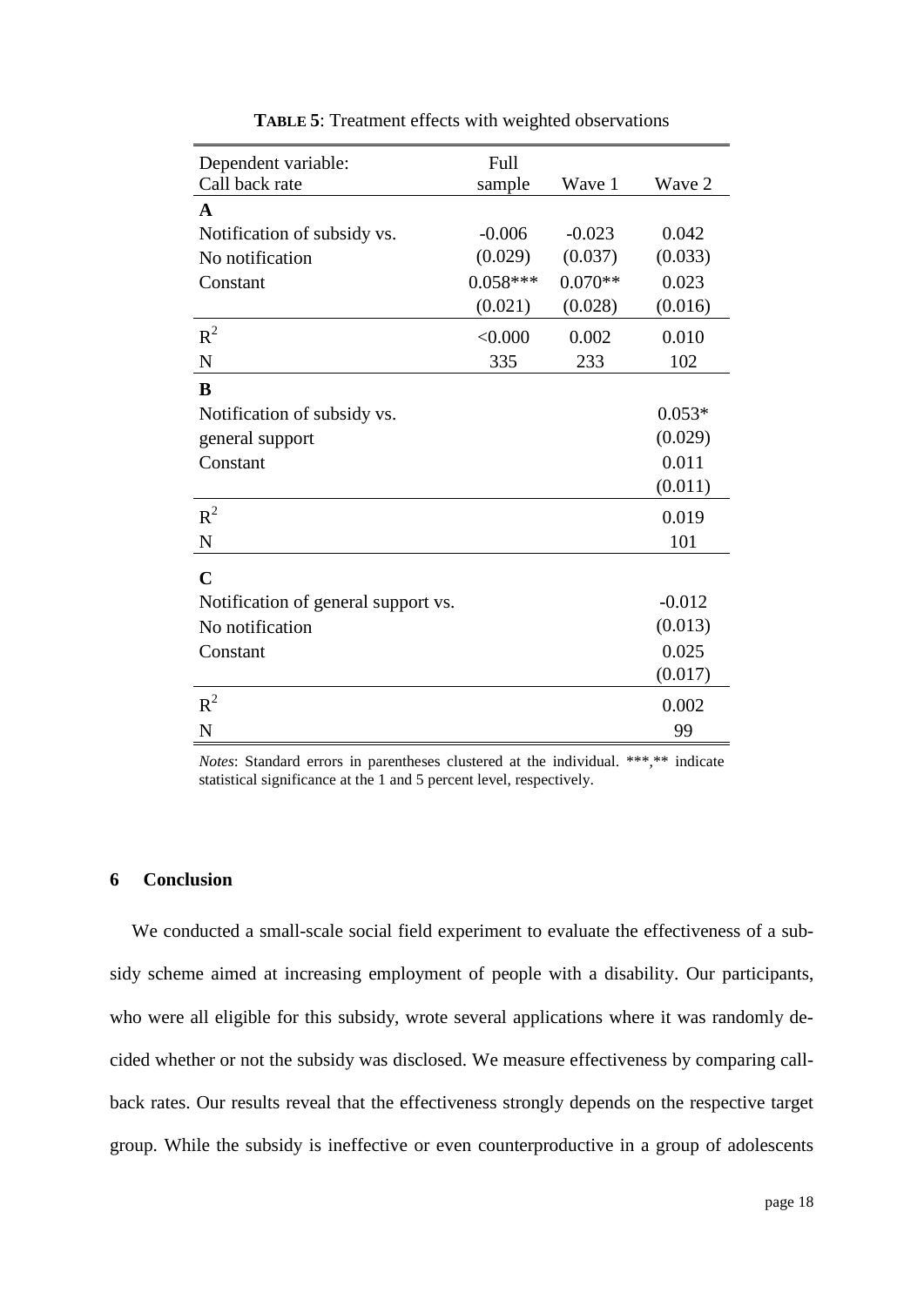**TABLE 5**: Treatment effects with weighted observations

| Dependent variable: Call back rate | Full sample | Wave 1 | Wave 2 |
|---|---|---|---|
| **A** | | | |
| Notification of subsidy vs. | -0.006 | -0.023 | 0.042 |
| No notification | (0.029) | (0.037) | (0.033) |
| Constant | 0.058*** | 0.070** | 0.023 |
| | (0.021) | (0.028) | (0.016) |
| $R^2$ | <0.000 | 0.002 | 0.010 |
| N | 335 | 233 | 102 |
| **B** | | | |
| Notification of subsidy vs. | | | 0.053* |
| general support | | | (0.029) |
| Constant | | | 0.011 |
| | | | (0.011) |
| $R^2$ | | | 0.019 |
| N | | | 101 |
| **C** | | | |
| Notification of general support vs. | | | -0.012 |
| No notification | | | (0.013) |
| Constant | | | 0.025 |
| | | | (0.017) |
| $R^2$ | | | 0.002 |
| N | | | 99 |

*Notes*: Standard errors in parentheses clustered at the individual. ***,** indicate statistical significance at the 1 and 5 percent level, respectively.

## 6 Conclusion

We conducted a small-scale social field experiment to evaluate the effectiveness of a subsidy scheme aimed at increasing employment of people with a disability. Our participants, who were all eligible for this subsidy, wrote several applications where it was randomly decided whether or not the subsidy was disclosed. We measure effectiveness by comparing callback rates. Our results reveal that the effectiveness strongly depends on the respective target group. While the subsidy is ineffective or even counterproductive in a group of adolescents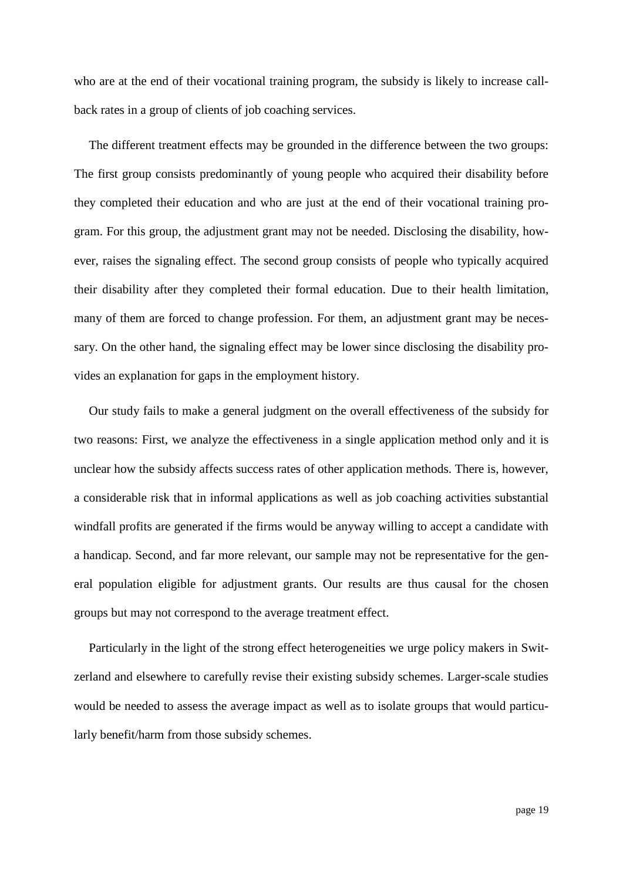who are at the end of their vocational training program, the subsidy is likely to increase call-back rates in a group of clients of job coaching services.

The different treatment effects may be grounded in the difference between the two groups: The first group consists predominantly of young people who acquired their disability before they completed their education and who are just at the end of their vocational training program. For this group, the adjustment grant may not be needed. Disclosing the disability, however, raises the signaling effect. The second group consists of people who typically acquired their disability after they completed their formal education. Due to their health limitation, many of them are forced to change profession. For them, an adjustment grant may be necessary. On the other hand, the signaling effect may be lower since disclosing the disability provides an explanation for gaps in the employment history.

Our study fails to make a general judgment on the overall effectiveness of the subsidy for two reasons: First, we analyze the effectiveness in a single application method only and it is unclear how the subsidy affects success rates of other application methods. There is, however, a considerable risk that in informal applications as well as job coaching activities substantial windfall profits are generated if the firms would be anyway willing to accept a candidate with a handicap. Second, and far more relevant, our sample may not be representative for the general population eligible for adjustment grants. Our results are thus causal for the chosen groups but may not correspond to the average treatment effect.

Particularly in the light of the strong effect heterogeneities we urge policy makers in Switzerland and elsewhere to carefully revise their existing subsidy schemes. Larger-scale studies would be needed to assess the average impact as well as to isolate groups that would particularly benefit/harm from those subsidy schemes.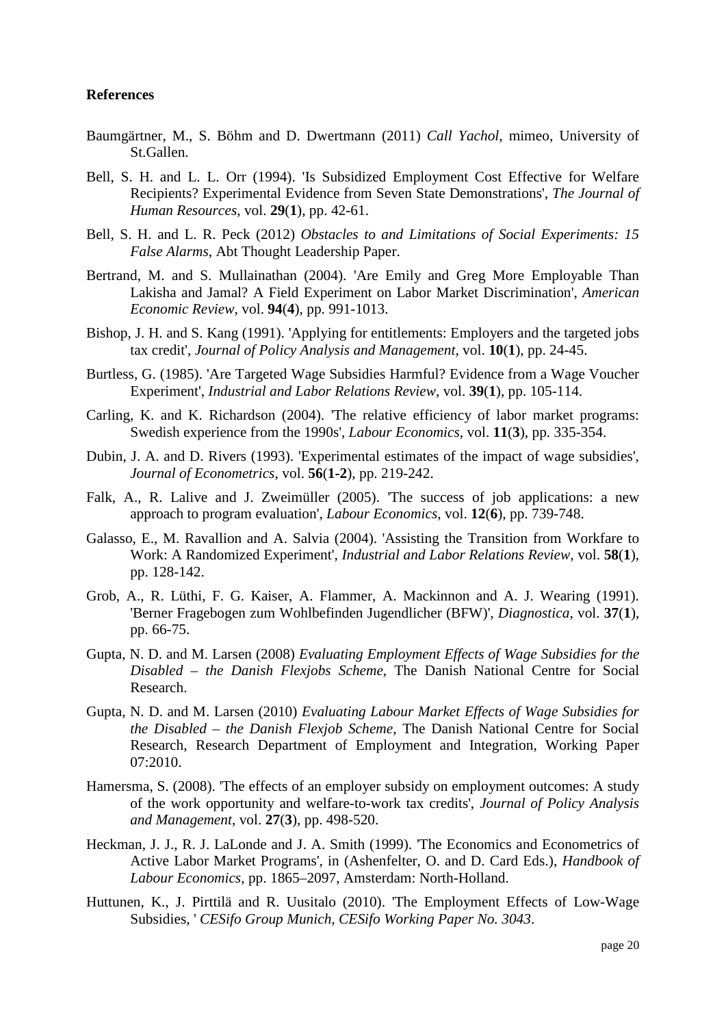**References**

Baumgärtner, M., S. Böhm and D. Dwertmann (2011) *Call Yachol*, mimeo, University of St.Gallen.

Bell, S. H. and L. L. Orr (1994). 'Is Subsidized Employment Cost Effective for Welfare Recipients? Experimental Evidence from Seven State Demonstrations', *The Journal of Human Resources*, vol. **29**(**1**), pp. 42-61.

Bell, S. H. and L. R. Peck (2012) *Obstacles to and Limitations of Social Experiments: 15 False Alarms*, Abt Thought Leadership Paper.

Bertrand, M. and S. Mullainathan (2004). 'Are Emily and Greg More Employable Than Lakisha and Jamal? A Field Experiment on Labor Market Discrimination', *American Economic Review*, vol. **94**(**4**), pp. 991-1013.

Bishop, J. H. and S. Kang (1991). 'Applying for entitlements: Employers and the targeted jobs tax credit', *Journal of Policy Analysis and Management*, vol. **10**(**1**), pp. 24-45.

Burtless, G. (1985). 'Are Targeted Wage Subsidies Harmful? Evidence from a Wage Voucher Experiment', *Industrial and Labor Relations Review*, vol. **39**(**1**), pp. 105-114.

Carling, K. and K. Richardson (2004). 'The relative efficiency of labor market programs: Swedish experience from the 1990s', *Labour Economics*, vol. **11**(**3**), pp. 335-354.

Dubin, J. A. and D. Rivers (1993). 'Experimental estimates of the impact of wage subsidies', *Journal of Econometrics*, vol. **56**(**1-2**), pp. 219-242.

Falk, A., R. Lalive and J. Zweimüller (2005). 'The success of job applications: a new approach to program evaluation', *Labour Economics*, vol. **12**(**6**), pp. 739-748.

Galasso, E., M. Ravallion and A. Salvia (2004). 'Assisting the Transition from Workfare to Work: A Randomized Experiment', *Industrial and Labor Relations Review*, vol. **58**(**1**), pp. 128-142.

Grob, A., R. Lüthi, F. G. Kaiser, A. Flammer, A. Mackinnon and A. J. Wearing (1991). 'Berner Fragebogen zum Wohlbefinden Jugendlicher (BFW)', *Diagnostica*, vol. **37**(**1**), pp. 66-75.

Gupta, N. D. and M. Larsen (2008) *Evaluating Employment Effects of Wage Subsidies for the Disabled – the Danish Flexjobs Scheme*, The Danish National Centre for Social Research.

Gupta, N. D. and M. Larsen (2010) *Evaluating Labour Market Effects of Wage Subsidies for the Disabled – the Danish Flexjob Scheme*, The Danish National Centre for Social Research, Research Department of Employment and Integration, Working Paper 07:2010.

Hamersma, S. (2008). 'The effects of an employer subsidy on employment outcomes: A study of the work opportunity and welfare-to-work tax credits', *Journal of Policy Analysis and Management*, vol. **27**(**3**), pp. 498-520.

Heckman, J. J., R. J. LaLonde and J. A. Smith (1999). 'The Economics and Econometrics of Active Labor Market Programs', in (Ashenfelter, O. and D. Card Eds.), *Handbook of Labour Economics*, pp. 1865–2097, Amsterdam: North-Holland.

Huttunen, K., J. Pirttilä and R. Uusitalo (2010). 'The Employment Effects of Low-Wage Subsidies, ' *CESifo Group Munich, CESifo Working Paper No. 3043*.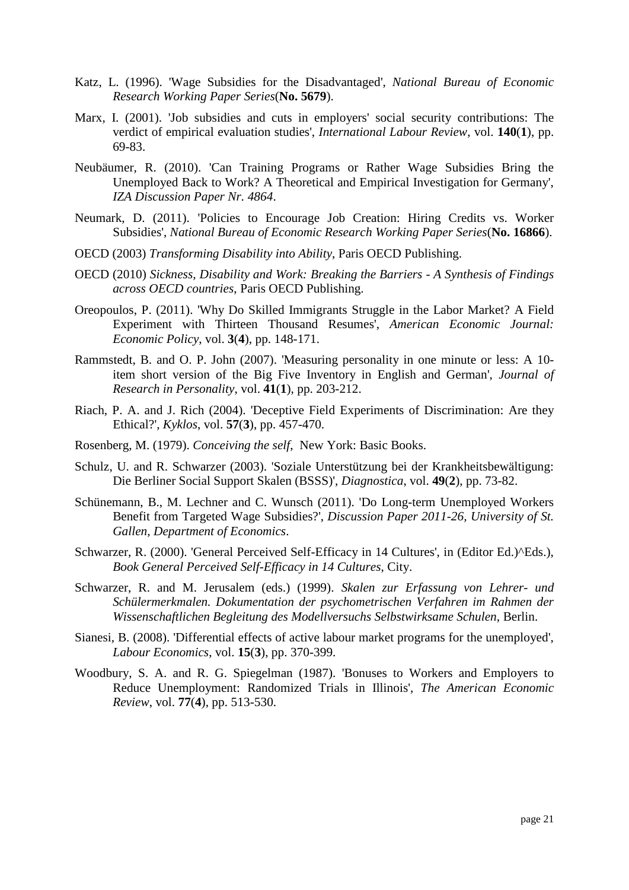Katz, L. (1996). 'Wage Subsidies for the Disadvantaged', *National Bureau of Economic Research Working Paper Series*(**No. 5679**).

Marx, I. (2001). 'Job subsidies and cuts in employers' social security contributions: The verdict of empirical evaluation studies', *International Labour Review*, vol. **140**(**1**), pp. 69-83.

Neubäumer, R. (2010). 'Can Training Programs or Rather Wage Subsidies Bring the Unemployed Back to Work? A Theoretical and Empirical Investigation for Germany', *IZA Discussion Paper Nr. 4864*.

Neumark, D. (2011). 'Policies to Encourage Job Creation: Hiring Credits vs. Worker Subsidies', *National Bureau of Economic Research Working Paper Series*(**No. 16866**).

OECD (2003) *Transforming Disability into Ability*, Paris OECD Publishing.

OECD (2010) *Sickness, Disability and Work: Breaking the Barriers - A Synthesis of Findings across OECD countries*, Paris OECD Publishing.

Oreopoulos, P. (2011). 'Why Do Skilled Immigrants Struggle in the Labor Market? A Field Experiment with Thirteen Thousand Resumes', *American Economic Journal: Economic Policy*, vol. **3**(**4**), pp. 148-171.

Rammstedt, B. and O. P. John (2007). 'Measuring personality in one minute or less: A 10-item short version of the Big Five Inventory in English and German', *Journal of Research in Personality*, vol. **41**(**1**), pp. 203-212.

Riach, P. A. and J. Rich (2004). 'Deceptive Field Experiments of Discrimination: Are they Ethical?', *Kyklos*, vol. **57**(**3**), pp. 457-470.

Rosenberg, M. (1979). *Conceiving the self*, New York: Basic Books.

Schulz, U. and R. Schwarzer (2003). 'Soziale Unterstützung bei der Krankheitsbewältigung: Die Berliner Social Support Skalen (BSSS)', *Diagnostica*, vol. **49**(**2**), pp. 73-82.

Schünemann, B., M. Lechner and C. Wunsch (2011). 'Do Long-term Unemployed Workers Benefit from Targeted Wage Subsidies?', *Discussion Paper 2011-26, University of St. Gallen, Department of Economics*.

Schwarzer, R. (2000). 'General Perceived Self-Efficacy in 14 Cultures', in (Editor Ed.)^Eds.), *Book General Perceived Self-Efficacy in 14 Cultures*, City.

Schwarzer, R. and M. Jerusalem (eds.) (1999). *Skalen zur Erfassung von Lehrer- und Schülermerkmalen. Dokumentation der psychometrischen Verfahren im Rahmen der Wissenschaftlichen Begleitung des Modellversuchs Selbstwirksame Schulen*, Berlin.

Sianesi, B. (2008). 'Differential effects of active labour market programs for the unemployed', *Labour Economics*, vol. **15**(**3**), pp. 370-399.

Woodbury, S. A. and R. G. Spiegelman (1987). 'Bonuses to Workers and Employers to Reduce Unemployment: Randomized Trials in Illinois', *The American Economic Review*, vol. **77**(**4**), pp. 513-530.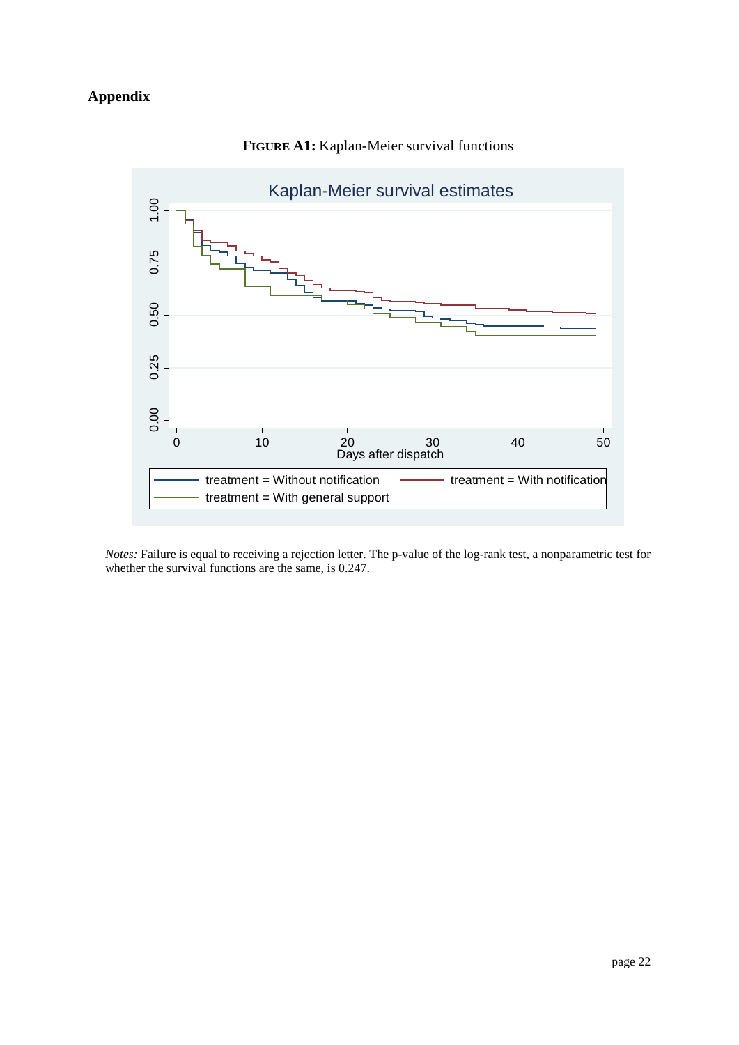## Appendix

**FIGURE A1:** Kaplan-Meier survival functions

*Notes:* Failure is equal to receiving a rejection letter. The p-value of the log-rank test, a nonparametric test for whether the survival functions are the same, is 0.247.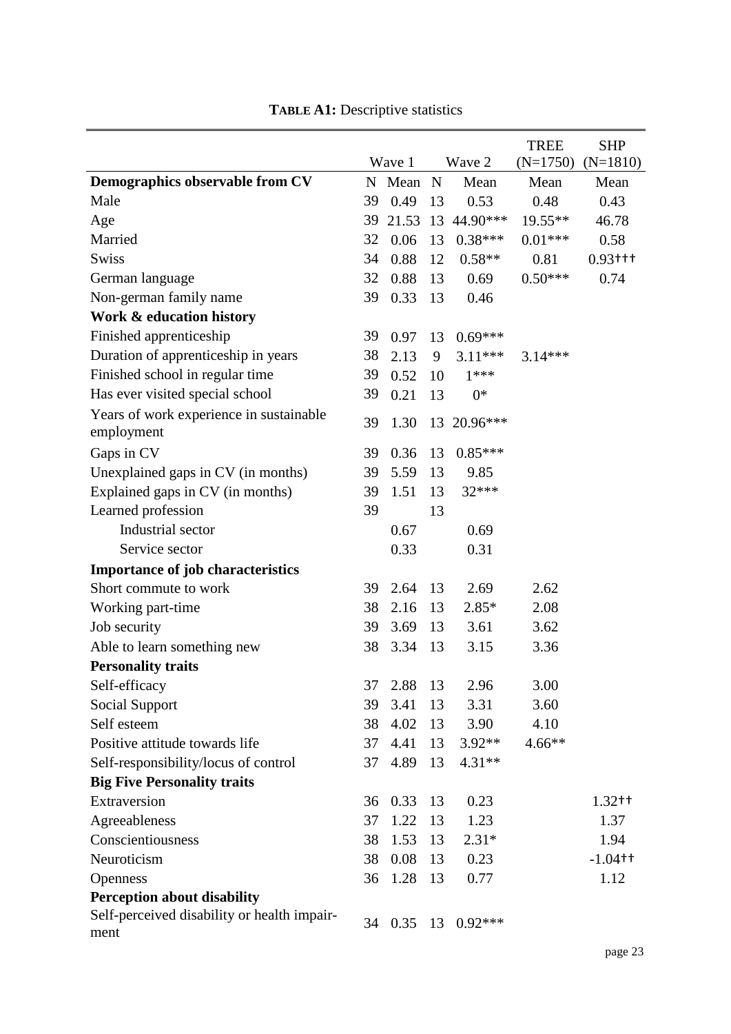**TABLE A1:** Descriptive statistics

| | Wave 1 | | Wave 2 | | TREE (N=1750) | SHP (N=1810) |
|---|---|---|---|---|---|---|
| **Demographics observable from CV** | N | Mean | N | Mean | Mean | Mean |
| Male | 39 | 0.49 | 13 | 0.53 | 0.48 | 0.43 |
| Age | 39 | 21.53 | 13 | 44.90*** | 19.55** | 46.78 |
| Married | 32 | 0.06 | 13 | 0.38*** | 0.01*** | 0.58 |
| Swiss | 34 | 0.88 | 12 | 0.58** | 0.81 | 0.93††† |
| German language | 32 | 0.88 | 13 | 0.69 | 0.50*** | 0.74 |
| Non-german family name | 39 | 0.33 | 13 | 0.46 | | |
| **Work & education history** | | | | | | |
| Finished apprenticeship | 39 | 0.97 | 13 | 0.69*** | | |
| Duration of apprenticeship in years | 38 | 2.13 | 9 | 3.11*** | 3.14*** | |
| Finished school in regular time | 39 | 0.52 | 10 | 1*** | | |
| Has ever visited special school | 39 | 0.21 | 13 | 0* | | |
| Years of work experience in sustainable employment | 39 | 1.30 | 13 | 20.96*** | | |
| Gaps in CV | 39 | 0.36 | 13 | 0.85*** | | |
| Unexplained gaps in CV (in months) | 39 | 5.59 | 13 | 9.85 | | |
| Explained gaps in CV (in months) | 39 | 1.51 | 13 | 32*** | | |
| Learned profession | 39 | | 13 | | | |
| Industrial sector | | 0.67 | | 0.69 | | |
| Service sector | | 0.33 | | 0.31 | | |
| **Importance of job characteristics** | | | | | | |
| Short commute to work | 39 | 2.64 | 13 | 2.69 | 2.62 | |
| Working part-time | 38 | 2.16 | 13 | 2.85* | 2.08 | |
| Job security | 39 | 3.69 | 13 | 3.61 | 3.62 | |
| Able to learn something new | 38 | 3.34 | 13 | 3.15 | 3.36 | |
| **Personality traits** | | | | | | |
| Self-efficacy | 37 | 2.88 | 13 | 2.96 | 3.00 | |
| Social Support | 39 | 3.41 | 13 | 3.31 | 3.60 | |
| Self esteem | 38 | 4.02 | 13 | 3.90 | 4.10 | |
| Positive attitude towards life | 37 | 4.41 | 13 | 3.92** | 4.66** | |
| Self-responsibility/locus of control | 37 | 4.89 | 13 | 4.31** | | |
| **Big Five Personality traits** | | | | | | |
| Extraversion | 36 | 0.33 | 13 | 0.23 | | 1.32†† |
| Agreeableness | 37 | 1.22 | 13 | 1.23 | | 1.37 |
| Conscientiousness | 38 | 1.53 | 13 | 2.31* | | 1.94 |
| Neuroticism | 38 | 0.08 | 13 | 0.23 | | -1.04†† |
| Openness | 36 | 1.28 | 13 | 0.77 | | 1.12 |
| **Perception about disability** | | | | | | |
| Self-perceived disability or health impairment | 34 | 0.35 | 13 | 0.92*** | | |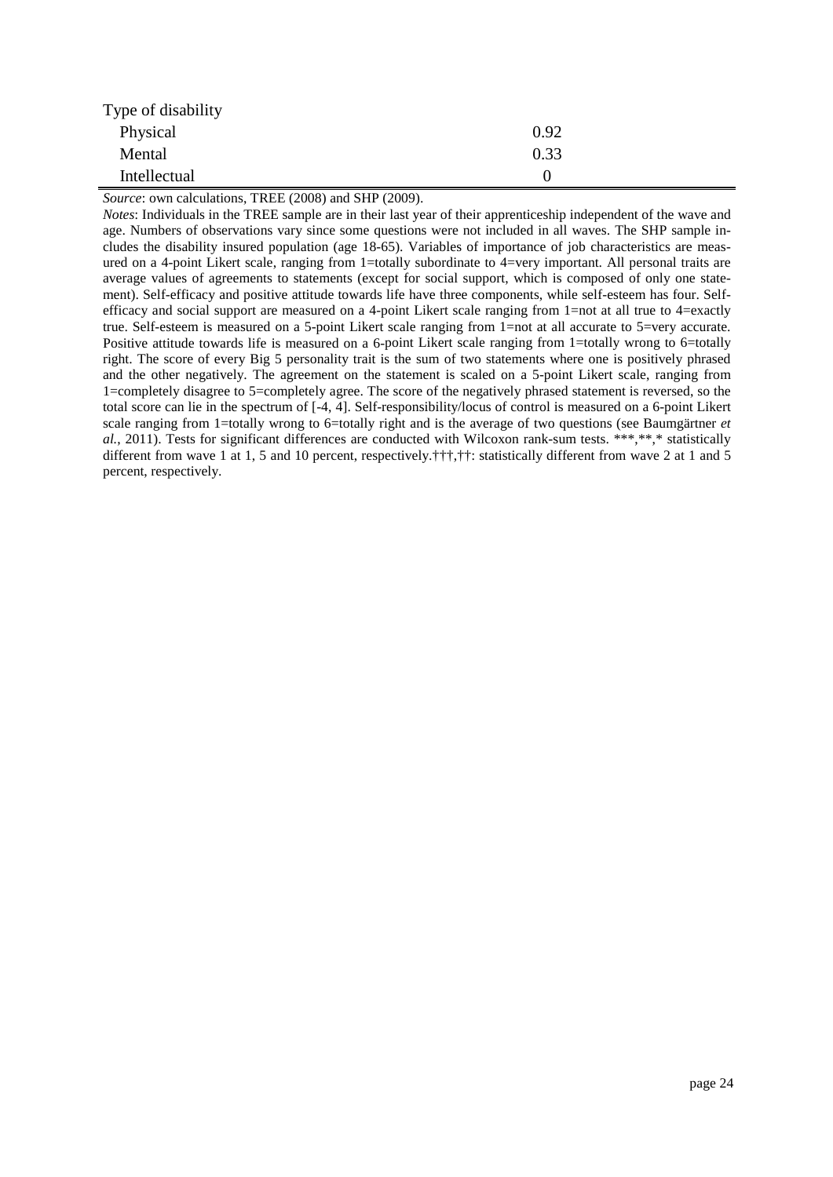| | |
|---|---|
| Type of disability | |
| Physical | 0.92 |
| Mental | 0.33 |
| Intellectual | 0 |

*Source*: own calculations, TREE (2008) and SHP (2009).

*Notes*: Individuals in the TREE sample are in their last year of their apprenticeship independent of the wave and age. Numbers of observations vary since some questions were not included in all waves. The SHP sample includes the disability insured population (age 18-65). Variables of importance of job characteristics are measured on a 4-point Likert scale, ranging from 1=totally subordinate to 4=very important. All personal traits are average values of agreements to statements (except for social support, which is composed of only one statement). Self-efficacy and positive attitude towards life have three components, while self-esteem has four. Self-efficacy and social support are measured on a 4-point Likert scale ranging from 1=not at all true to 4=exactly true. Self-esteem is measured on a 5-point Likert scale ranging from 1=not at all accurate to 5=very accurate. Positive attitude towards life is measured on a 6-point Likert scale ranging from 1=totally wrong to 6=totally right. The score of every Big 5 personality trait is the sum of two statements where one is positively phrased and the other negatively. The agreement on the statement is scaled on a 5-point Likert scale, ranging from 1=completely disagree to 5=completely agree. The score of the negatively phrased statement is reversed, so the total score can lie in the spectrum of [-4, 4]. Self-responsibility/locus of control is measured on a 6-point Likert scale ranging from 1=totally wrong to 6=totally right and is the average of two questions (see Baumgärtner *et al.*, 2011). Tests for significant differences are conducted with Wilcoxon rank-sum tests. ***,**,* statistically different from wave 1 at 1, 5 and 10 percent, respectively.†††,††: statistically different from wave 2 at 1 and 5 percent, respectively.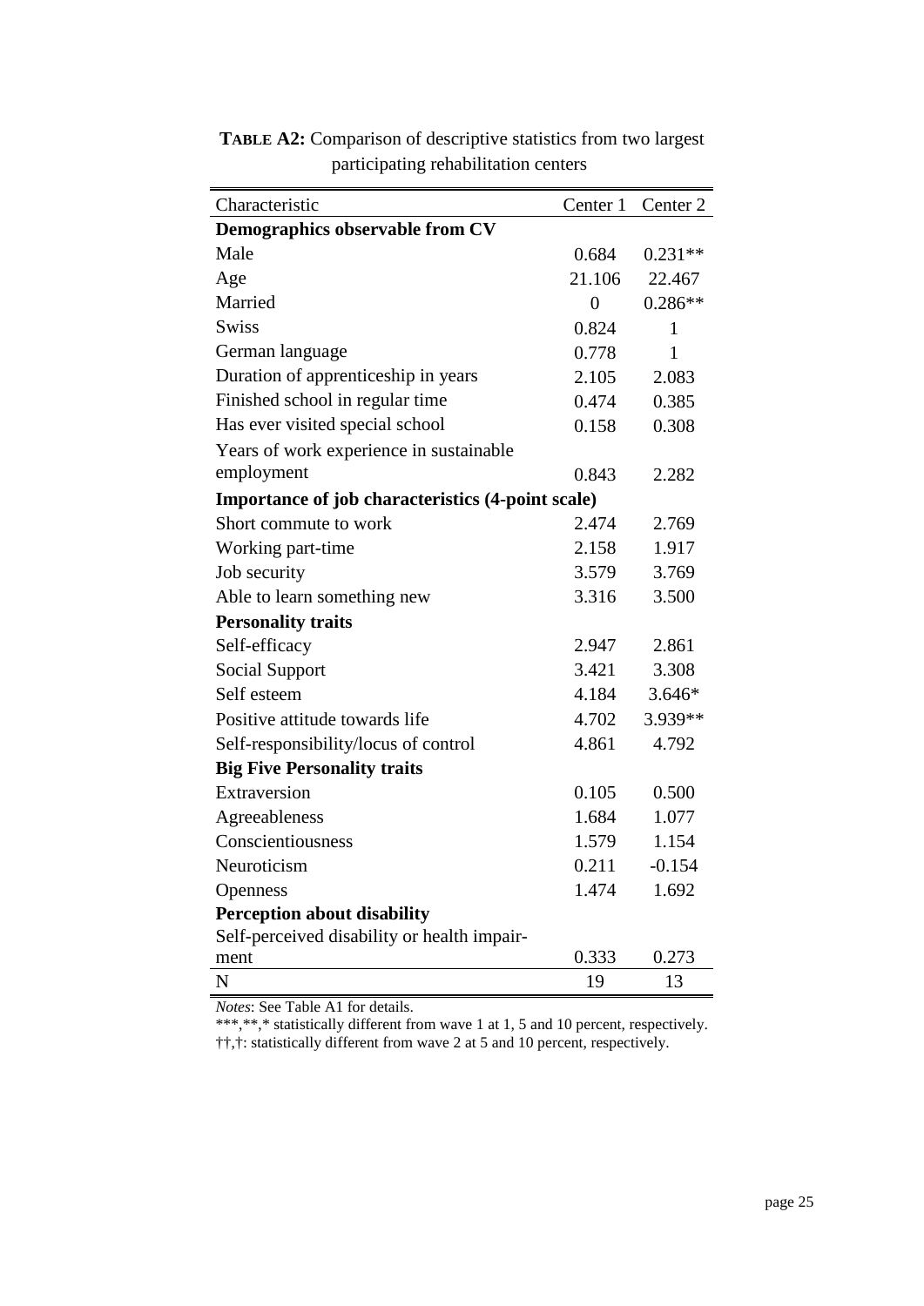**TABLE A2:** Comparison of descriptive statistics from two largest participating rehabilitation centers

| Characteristic | Center 1 | Center 2 |
|---|---|---|
| **Demographics observable from CV** | | |
| Male | 0.684 | 0.231** |
| Age | 21.106 | 22.467 |
| Married | 0 | 0.286** |
| Swiss | 0.824 | 1 |
| German language | 0.778 | 1 |
| Duration of apprenticeship in years | 2.105 | 2.083 |
| Finished school in regular time | 0.474 | 0.385 |
| Has ever visited special school | 0.158 | 0.308 |
| Years of work experience in sustainable employment | 0.843 | 2.282 |
| **Importance of job characteristics (4-point scale)** | | |
| Short commute to work | 2.474 | 2.769 |
| Working part-time | 2.158 | 1.917 |
| Job security | 3.579 | 3.769 |
| Able to learn something new | 3.316 | 3.500 |
| **Personality traits** | | |
| Self-efficacy | 2.947 | 2.861 |
| Social Support | 3.421 | 3.308 |
| Self esteem | 4.184 | 3.646* |
| Positive attitude towards life | 4.702 | 3.939** |
| Self-responsibility/locus of control | 4.861 | 4.792 |
| **Big Five Personality traits** | | |
| Extraversion | 0.105 | 0.500 |
| Agreeableness | 1.684 | 1.077 |
| Conscientiousness | 1.579 | 1.154 |
| Neuroticism | 0.211 | -0.154 |
| Openness | 1.474 | 1.692 |
| **Perception about disability** | | |
| Self-perceived disability or health impairment | 0.333 | 0.273 |
| N | 19 | 13 |

*Notes*: See Table A1 for details.
***,**,* statistically different from wave 1 at 1, 5 and 10 percent, respectively.
††,†: statistically different from wave 2 at 5 and 10 percent, respectively.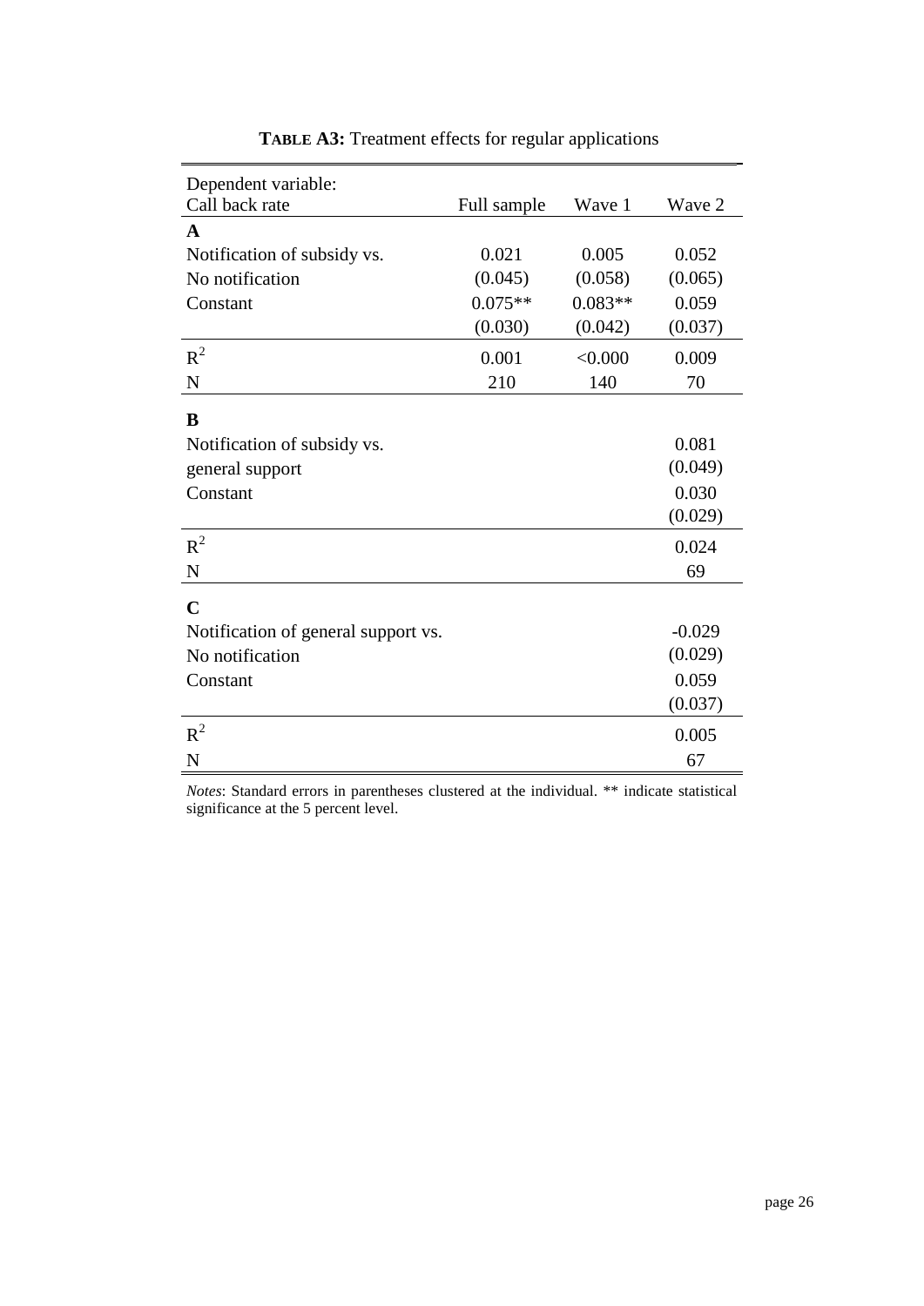**TABLE A3:** Treatment effects for regular applications

| Dependent variable:<br>Call back rate | Full sample | Wave 1 | Wave 2 |
|---|---|---|---|
| **A** | | | |
| Notification of subsidy vs. | 0.021 | 0.005 | 0.052 |
| No notification | (0.045) | (0.058) | (0.065) |
| Constant | 0.075** | 0.083** | 0.059 |
| | (0.030) | (0.042) | (0.037) |
| $R^2$ | 0.001 | <0.000 | 0.009 |
| N | 210 | 140 | 70 |
| **B** | | | |
| Notification of subsidy vs. | | | 0.081 |
| general support | | | (0.049) |
| Constant | | | 0.030 |
| | | | (0.029) |
| $R^2$ | | | 0.024 |
| N | | | 69 |
| **C** | | | |
| Notification of general support vs. | | | -0.029 |
| No notification | | | (0.029) |
| Constant | | | 0.059 |
| | | | (0.037) |
| $R^2$ | | | 0.005 |
| N | | | 67 |

*Notes*: Standard errors in parentheses clustered at the individual. ** indicate statistical significance at the 5 percent level.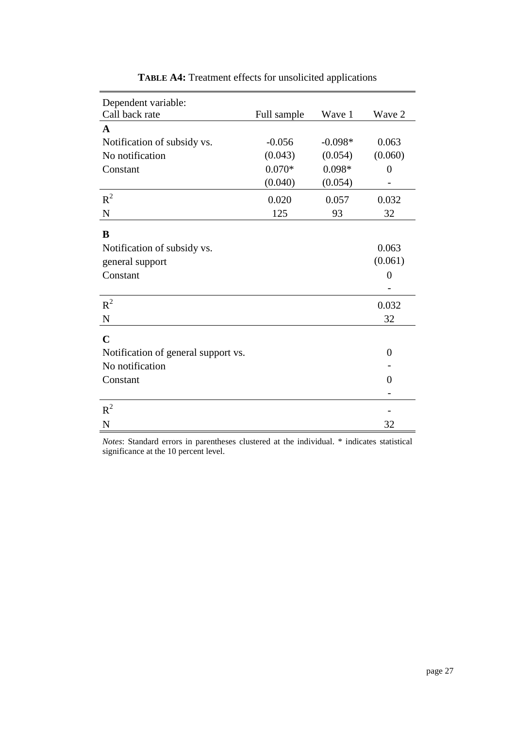**TABLE A4:** Treatment effects for unsolicited applications

| Dependent variable: Call back rate | Full sample | Wave 1 | Wave 2 |
|---|---|---|---|
| **A** | | | |
| Notification of subsidy vs. | -0.056 | -0.098* | 0.063 |
| No notification | (0.043) | (0.054) | (0.060) |
| Constant | 0.070* | 0.098* | 0 |
| | (0.040) | (0.054) | - |
| $R^2$ | 0.020 | 0.057 | 0.032 |
| N | 125 | 93 | 32 |
| **B** | | | |
| Notification of subsidy vs. | | | 0.063 |
| general support | | | (0.061) |
| Constant | | | 0 |
| | | | - |
| $R^2$ | | | 0.032 |
| N | | | 32 |
| **C** | | | |
| Notification of general support vs. | | | 0 |
| No notification | | | - |
| Constant | | | 0 |
| | | | - |
| $R^2$ | | | - |
| N | | | 32 |

*Notes*: Standard errors in parentheses clustered at the individual. * indicates statistical significance at the 10 percent level.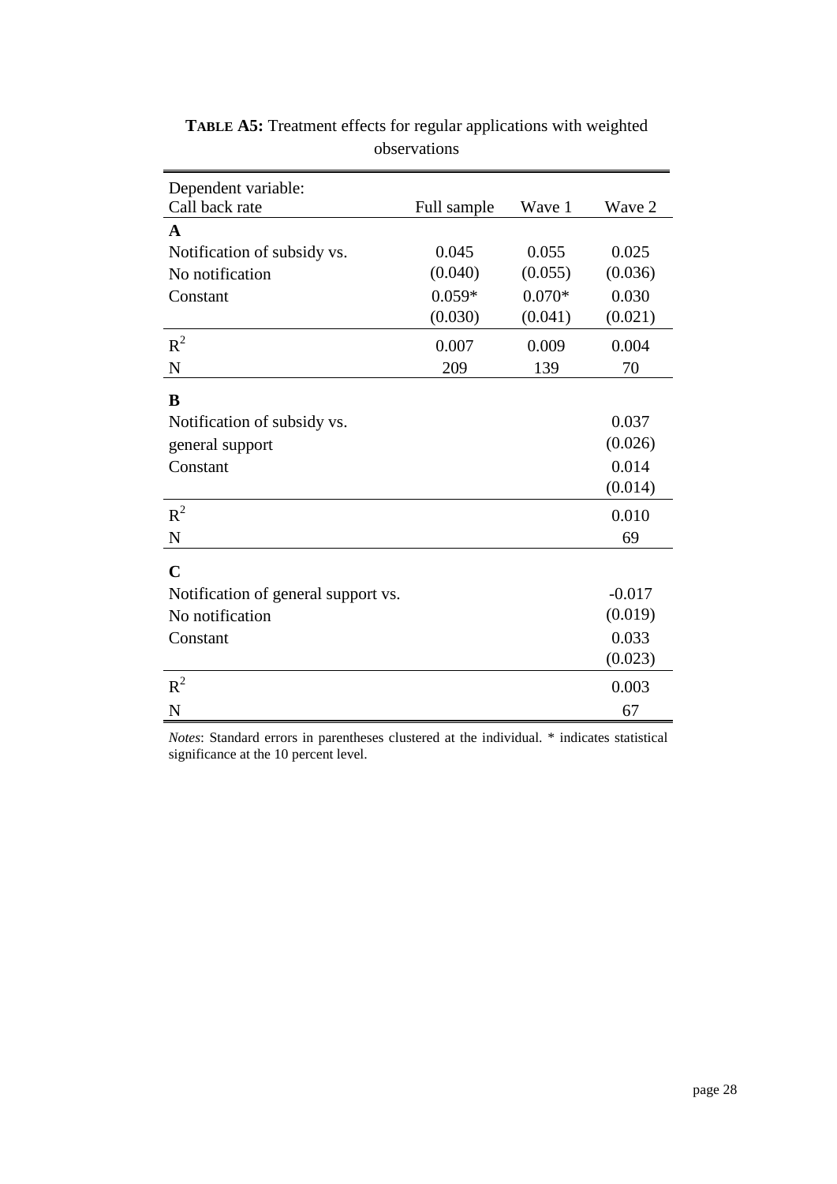**TABLE A5:** Treatment effects for regular applications with weighted observations

| Dependent variable: Call back rate | Full sample | Wave 1 | Wave 2 |
|---|---|---|---|
| **A** | | | |
| Notification of subsidy vs. No notification | 0.045 | 0.055 | 0.025 |
| | (0.040) | (0.055) | (0.036) |
| Constant | 0.059* | 0.070* | 0.030 |
| | (0.030) | (0.041) | (0.021) |
| $R^2$ | 0.007 | 0.009 | 0.004 |
| N | 209 | 139 | 70 |
| **B** | | | |
| Notification of subsidy vs. general support | | | 0.037 |
| | | | (0.026) |
| Constant | | | 0.014 |
| | | | (0.014) |
| $R^2$ | | | 0.010 |
| N | | | 69 |
| **C** | | | |
| Notification of general support vs. No notification | | | -0.017 |
| | | | (0.019) |
| Constant | | | 0.033 |
| | | | (0.023) |
| $R^2$ | | | 0.003 |
| N | | | 67 |

*Notes*: Standard errors in parentheses clustered at the individual. * indicates statistical significance at the 10 percent level.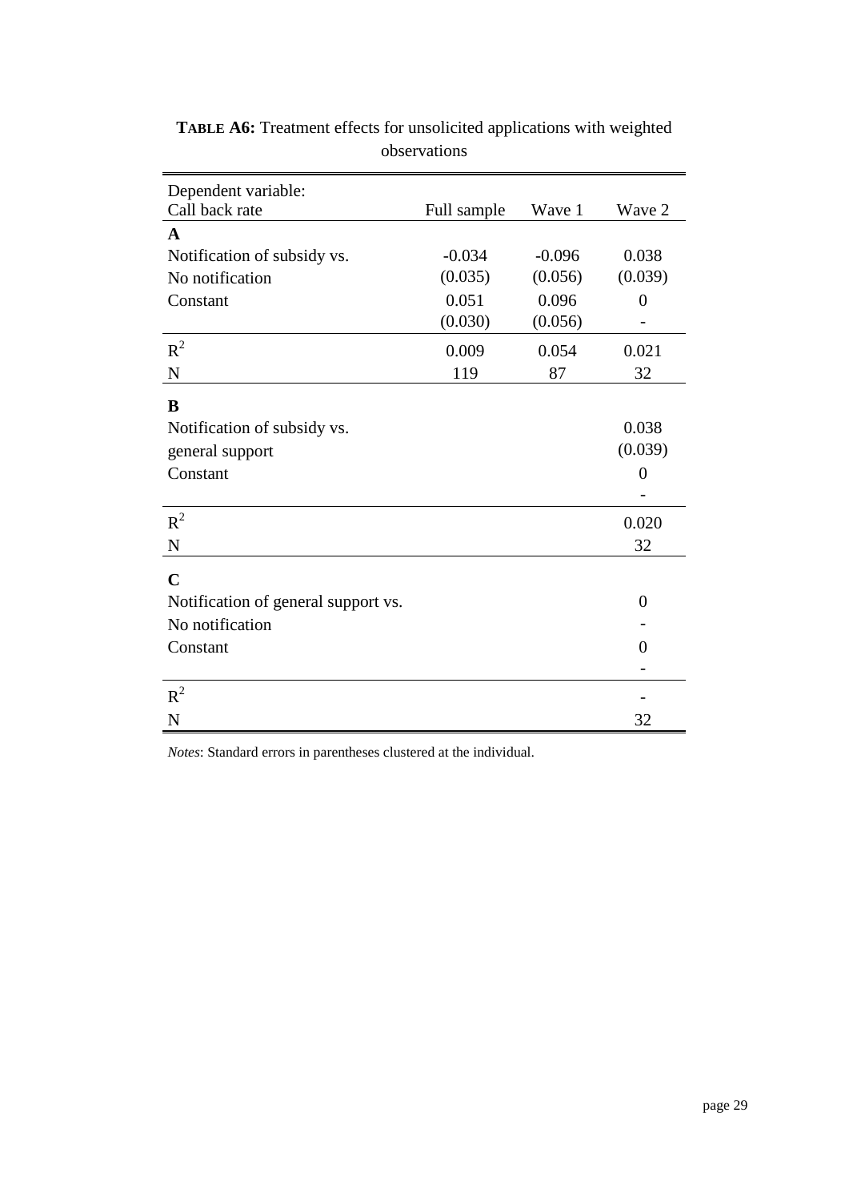**TABLE A6:** Treatment effects for unsolicited applications with weighted observations

| Dependent variable: Call back rate | Full sample | Wave 1 | Wave 2 |
|---|---|---|---|
| **A** | | | |
| Notification of subsidy vs. | -0.034 | -0.096 | 0.038 |
| No notification | (0.035) | (0.056) | (0.039) |
| Constant | 0.051 | 0.096 | 0 |
| | (0.030) | (0.056) | - |
| $R^2$ | 0.009 | 0.054 | 0.021 |
| N | 119 | 87 | 32 |
| **B** | | | |
| Notification of subsidy vs. | | | 0.038 |
| general support | | | (0.039) |
| Constant | | | 0 |
| | | | - |
| $R^2$ | | | 0.020 |
| N | | | 32 |
| **C** | | | |
| Notification of general support vs. | | | 0 |
| No notification | | | - |
| Constant | | | 0 |
| | | | - |
| $R^2$ | | | - |
| N | | | 32 |

*Notes*: Standard errors in parentheses clustered at the individual.